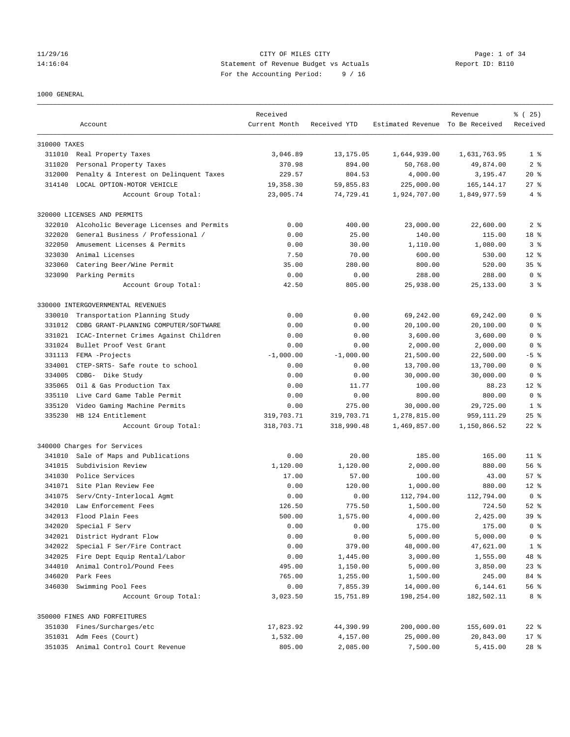CITY OF MILES CITY
Statement of Revenue Budget vs Actuals
For the Accounting Period: 9 / 16

11/29/16
14:16:04

Report ID: B110

1000 GENERAL

| | Account | Received Current Month | Received YTD | Estimated Revenue | Revenue To Be Received | % ( 25) Received |
|---|---|---|---|---|---|---|
| 310000 TAXES | | | | | | |
| 311010 | Real Property Taxes | 3,046.89 | 13,175.05 | 1,644,939.00 | 1,631,763.95 | 1 % |
| 311020 | Personal Property Taxes | 370.98 | 894.00 | 50,768.00 | 49,874.00 | 2 % |
| 312000 | Penalty & Interest on Delinquent Taxes | 229.57 | 804.53 | 4,000.00 | 3,195.47 | 20 % |
| 314140 | LOCAL OPTION-MOTOR VEHICLE | 19,358.30 | 59,855.83 | 225,000.00 | 165,144.17 | 27 % |
| | Account Group Total: | 23,005.74 | 74,729.41 | 1,924,707.00 | 1,849,977.59 | 4 % |
| 320000 LICENSES AND PERMITS | | | | | | |
| 322010 | Alcoholic Beverage Licenses and Permits | 0.00 | 400.00 | 23,000.00 | 22,600.00 | 2 % |
| 322020 | General Business / Professional / | 0.00 | 25.00 | 140.00 | 115.00 | 18 % |
| 322050 | Amusement Licenses & Permits | 0.00 | 30.00 | 1,110.00 | 1,080.00 | 3 % |
| 323030 | Animal Licenses | 7.50 | 70.00 | 600.00 | 530.00 | 12 % |
| 323060 | Catering Beer/Wine Permit | 35.00 | 280.00 | 800.00 | 520.00 | 35 % |
| 323090 | Parking Permits | 0.00 | 0.00 | 288.00 | 288.00 | 0 % |
| | Account Group Total: | 42.50 | 805.00 | 25,938.00 | 25,133.00 | 3 % |
| 330000 INTERGOVERNMENTAL REVENUES | | | | | | |
| 330010 | Transportation Planning Study | 0.00 | 0.00 | 69,242.00 | 69,242.00 | 0 % |
| 331012 | CDBG GRANT-PLANNING COMPUTER/SOFTWARE | 0.00 | 0.00 | 20,100.00 | 20,100.00 | 0 % |
| 331021 | ICAC-Internet Crimes Against Children | 0.00 | 0.00 | 3,600.00 | 3,600.00 | 0 % |
| 331024 | Bullet Proof Vest Grant | 0.00 | 0.00 | 2,000.00 | 2,000.00 | 0 % |
| 331113 | FEMA -Projects | -1,000.00 | -1,000.00 | 21,500.00 | 22,500.00 | -5 % |
| 334001 | CTEP-SRTS- Safe route to school | 0.00 | 0.00 | 13,700.00 | 13,700.00 | 0 % |
| 334005 | CDBG- Dike Study | 0.00 | 0.00 | 30,000.00 | 30,000.00 | 0 % |
| 335065 | Oil & Gas Production Tax | 0.00 | 11.77 | 100.00 | 88.23 | 12 % |
| 335110 | Live Card Game Table Permit | 0.00 | 0.00 | 800.00 | 800.00 | 0 % |
| 335120 | Video Gaming Machine Permits | 0.00 | 275.00 | 30,000.00 | 29,725.00 | 1 % |
| 335230 | HB 124 Entitlement | 319,703.71 | 319,703.71 | 1,278,815.00 | 959,111.29 | 25 % |
| | Account Group Total: | 318,703.71 | 318,990.48 | 1,469,857.00 | 1,150,866.52 | 22 % |
| 340000 Charges for Services | | | | | | |
| 341010 | Sale of Maps and Publications | 0.00 | 20.00 | 185.00 | 165.00 | 11 % |
| 341015 | Subdivision Review | 1,120.00 | 1,120.00 | 2,000.00 | 880.00 | 56 % |
| 341030 | Police Services | 17.00 | 57.00 | 100.00 | 43.00 | 57 % |
| 341071 | Site Plan Review Fee | 0.00 | 120.00 | 1,000.00 | 880.00 | 12 % |
| 341075 | Serv/Cnty-Interlocal Agmt | 0.00 | 0.00 | 112,794.00 | 112,794.00 | 0 % |
| 342010 | Law Enforcement Fees | 126.50 | 775.50 | 1,500.00 | 724.50 | 52 % |
| 342013 | Flood Plain Fees | 500.00 | 1,575.00 | 4,000.00 | 2,425.00 | 39 % |
| 342020 | Special F Serv | 0.00 | 0.00 | 175.00 | 175.00 | 0 % |
| 342021 | District Hydrant Flow | 0.00 | 0.00 | 5,000.00 | 5,000.00 | 0 % |
| 342022 | Special F Ser/Fire Contract | 0.00 | 379.00 | 48,000.00 | 47,621.00 | 1 % |
| 342025 | Fire Dept Equip Rental/Labor | 0.00 | 1,445.00 | 3,000.00 | 1,555.00 | 48 % |
| 344010 | Animal Control/Pound Fees | 495.00 | 1,150.00 | 5,000.00 | 3,850.00 | 23 % |
| 346020 | Park Fees | 765.00 | 1,255.00 | 1,500.00 | 245.00 | 84 % |
| 346030 | Swimming Pool Fees | 0.00 | 7,855.39 | 14,000.00 | 6,144.61 | 56 % |
| | Account Group Total: | 3,023.50 | 15,751.89 | 198,254.00 | 182,502.11 | 8 % |
| 350000 FINES AND FORFEITURES | | | | | | |
| 351030 | Fines/Surcharges/etc | 17,823.92 | 44,390.99 | 200,000.00 | 155,609.01 | 22 % |
| 351031 | Adm Fees (Court) | 1,532.00 | 4,157.00 | 25,000.00 | 20,843.00 | 17 % |
| 351035 | Animal Control Court Revenue | 805.00 | 2,085.00 | 7,500.00 | 5,415.00 | 28 % |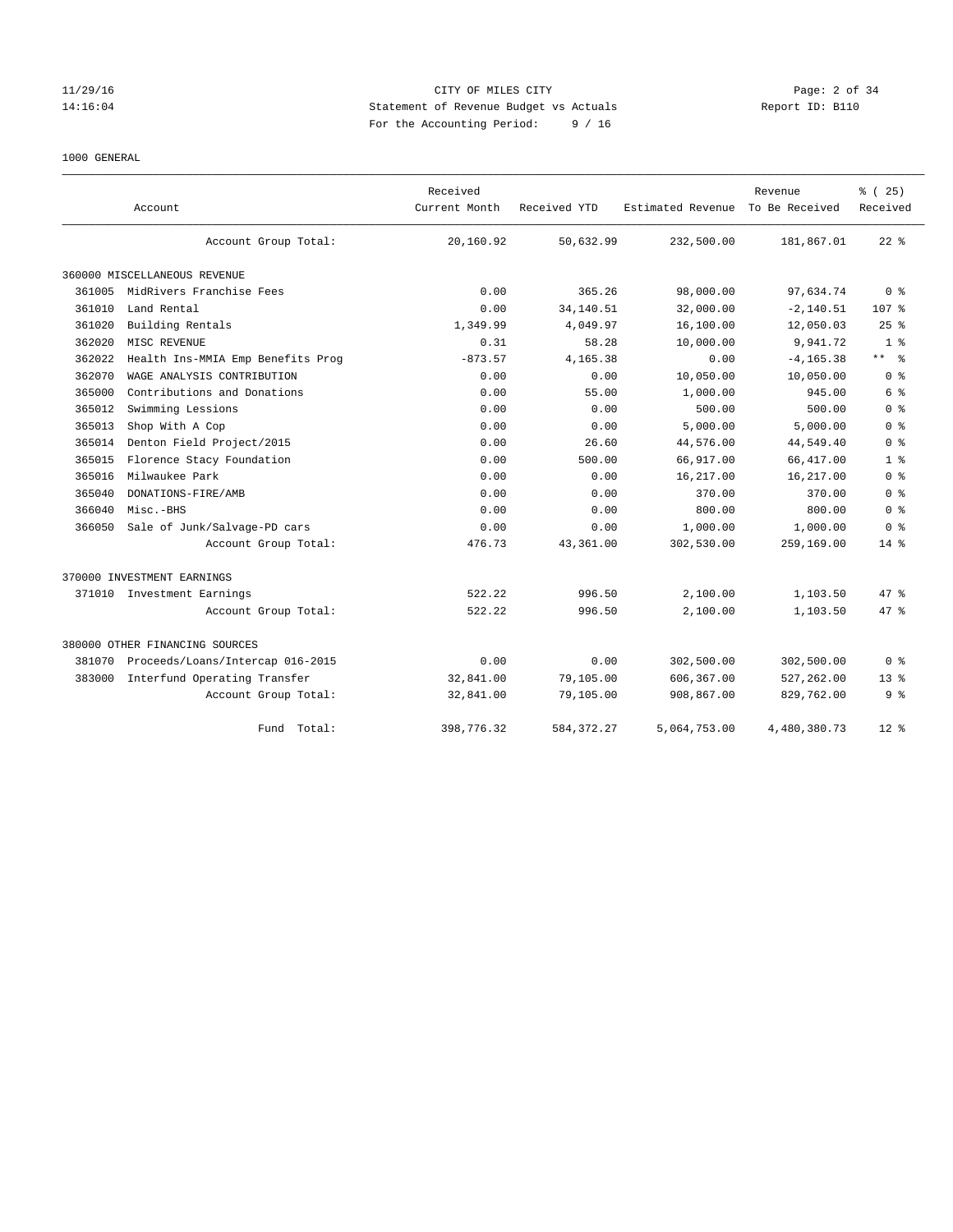CITY OF MILES CITY
Statement of Revenue Budget vs Actuals
For the Accounting Period: 9 / 16

11/29/16
14:16:04

Report ID: B110

1000 GENERAL

| Account | Received Current Month | Received YTD | Estimated Revenue | Revenue To Be Received | % ( 25) Received |
|---|---|---|---|---|---|
| Account Group Total: | 20,160.92 | 50,632.99 | 232,500.00 | 181,867.01 | 22 % |
| 360000 MISCELLANEOUS REVENUE | | | | | |
| 361005 MidRivers Franchise Fees | 0.00 | 365.26 | 98,000.00 | 97,634.74 | 0 % |
| 361010 Land Rental | 0.00 | 34,140.51 | 32,000.00 | -2,140.51 | 107 % |
| 361020 Building Rentals | 1,349.99 | 4,049.97 | 16,100.00 | 12,050.03 | 25 % |
| 362020 MISC REVENUE | 0.31 | 58.28 | 10,000.00 | 9,941.72 | 1 % |
| 362022 Health Ins-MMIA Emp Benefits Prog | -873.57 | 4,165.38 | 0.00 | -4,165.38 | ** % |
| 362070 WAGE ANALYSIS CONTRIBUTION | 0.00 | 0.00 | 10,050.00 | 10,050.00 | 0 % |
| 365000 Contributions and Donations | 0.00 | 55.00 | 1,000.00 | 945.00 | 6 % |
| 365012 Swimming Lessions | 0.00 | 0.00 | 500.00 | 500.00 | 0 % |
| 365013 Shop With A Cop | 0.00 | 0.00 | 5,000.00 | 5,000.00 | 0 % |
| 365014 Denton Field Project/2015 | 0.00 | 26.60 | 44,576.00 | 44,549.40 | 0 % |
| 365015 Florence Stacy Foundation | 0.00 | 500.00 | 66,917.00 | 66,417.00 | 1 % |
| 365016 Milwaukee Park | 0.00 | 0.00 | 16,217.00 | 16,217.00 | 0 % |
| 365040 DONATIONS-FIRE/AMB | 0.00 | 0.00 | 370.00 | 370.00 | 0 % |
| 366040 Misc.-BHS | 0.00 | 0.00 | 800.00 | 800.00 | 0 % |
| 366050 Sale of Junk/Salvage-PD cars | 0.00 | 0.00 | 1,000.00 | 1,000.00 | 0 % |
| Account Group Total: | 476.73 | 43,361.00 | 302,530.00 | 259,169.00 | 14 % |
| 370000 INVESTMENT EARNINGS | | | | | |
| 371010 Investment Earnings | 522.22 | 996.50 | 2,100.00 | 1,103.50 | 47 % |
| Account Group Total: | 522.22 | 996.50 | 2,100.00 | 1,103.50 | 47 % |
| 380000 OTHER FINANCING SOURCES | | | | | |
| 381070 Proceeds/Loans/Intercap 016-2015 | 0.00 | 0.00 | 302,500.00 | 302,500.00 | 0 % |
| 383000 Interfund Operating Transfer | 32,841.00 | 79,105.00 | 606,367.00 | 527,262.00 | 13 % |
| Account Group Total: | 32,841.00 | 79,105.00 | 908,867.00 | 829,762.00 | 9 % |
| Fund Total: | 398,776.32 | 584,372.27 | 5,064,753.00 | 4,480,380.73 | 12 % |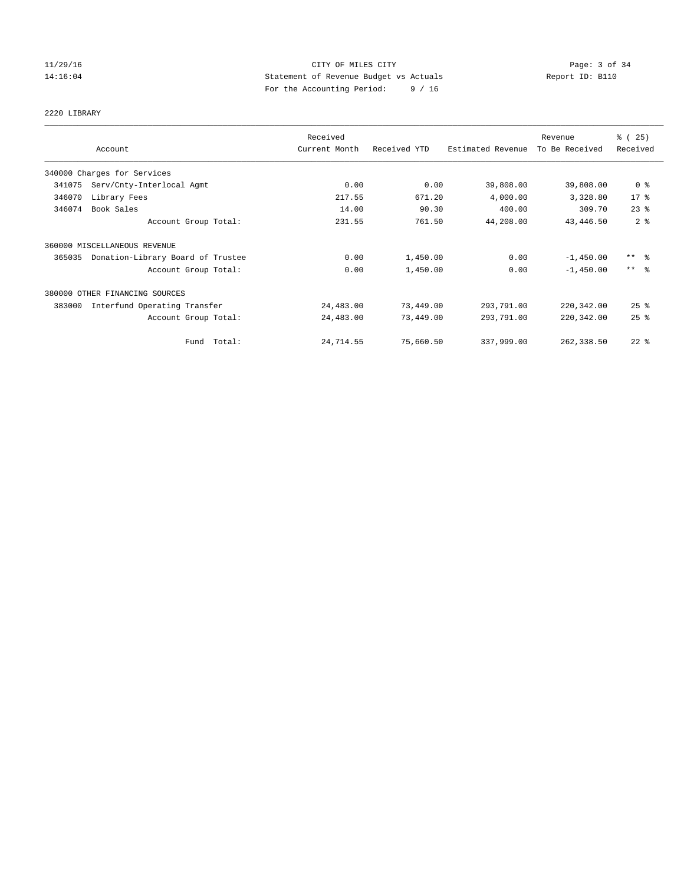CITY OF MILES CITY
Statement of Revenue Budget vs Actuals
For the Accounting Period: 9 / 16

11/29/16
14:16:04

Report ID: B110

2220 LIBRARY

| Account | Received Current Month | Received YTD | Estimated Revenue | Revenue To Be Received | % ( 25) Received |
|---|---|---|---|---|---|
| 340000 Charges for Services | | | | | |
| 341075 Serv/Cnty-Interlocal Agmt | 0.00 | 0.00 | 39,808.00 | 39,808.00 | 0 % |
| 346070 Library Fees | 217.55 | 671.20 | 4,000.00 | 3,328.80 | 17 % |
| 346074 Book Sales | 14.00 | 90.30 | 400.00 | 309.70 | 23 % |
| Account Group Total: | 231.55 | 761.50 | 44,208.00 | 43,446.50 | 2 % |
| 360000 MISCELLANEOUS REVENUE | | | | | |
| 365035 Donation-Library Board of Trustee | 0.00 | 1,450.00 | 0.00 | -1,450.00 | ** % |
| Account Group Total: | 0.00 | 1,450.00 | 0.00 | -1,450.00 | ** % |
| 380000 OTHER FINANCING SOURCES | | | | | |
| 383000 Interfund Operating Transfer | 24,483.00 | 73,449.00 | 293,791.00 | 220,342.00 | 25 % |
| Account Group Total: | 24,483.00 | 73,449.00 | 293,791.00 | 220,342.00 | 25 % |
| Fund Total: | 24,714.55 | 75,660.50 | 337,999.00 | 262,338.50 | 22 % |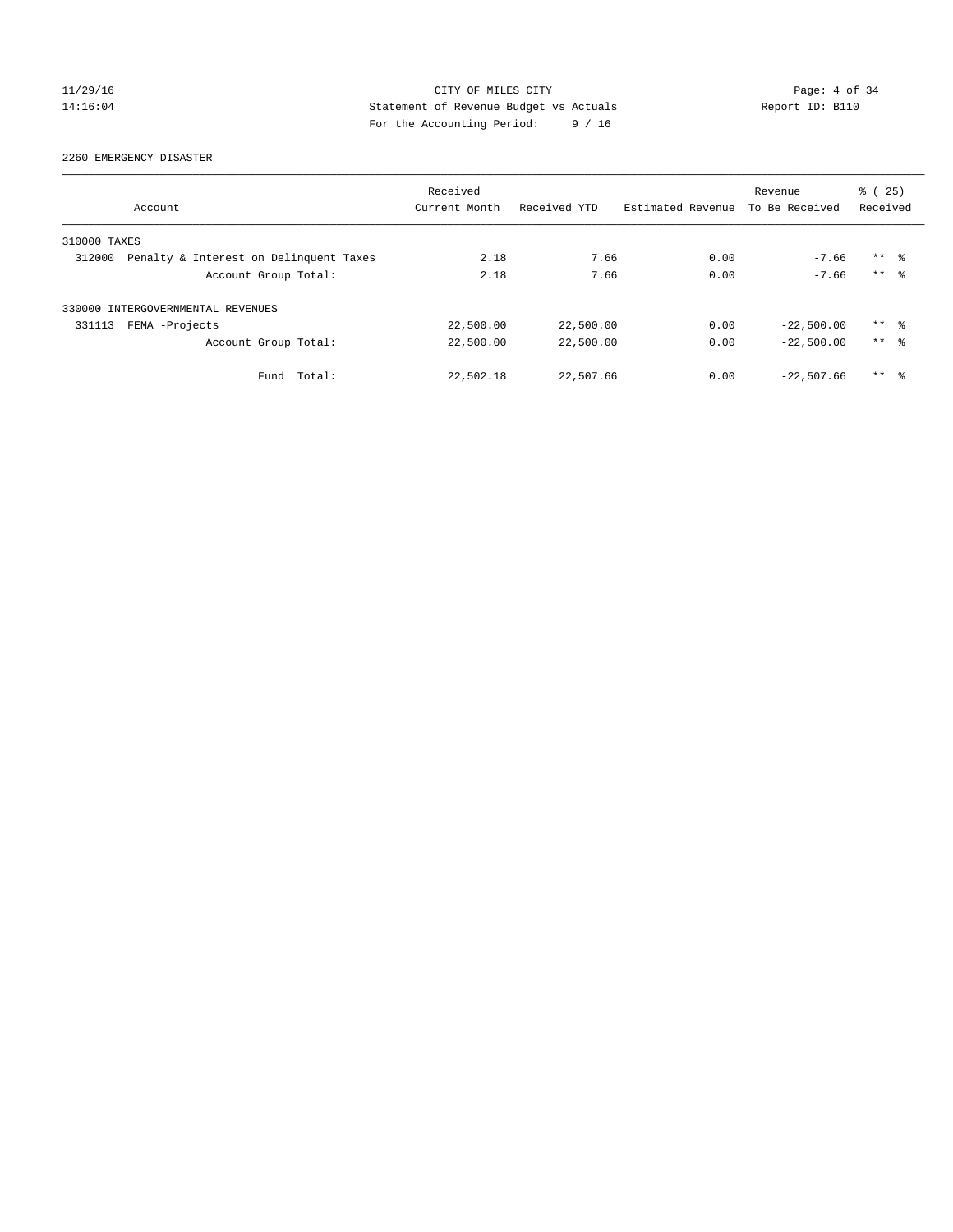CITY OF MILES CITY
Statement of Revenue Budget vs Actuals
For the Accounting Period: 9 / 16

11/29/16
14:16:04

Report ID: B110

2260 EMERGENCY DISASTER

| Account | Received Current Month | Received YTD | Estimated Revenue | Revenue To Be Received | % ( 25) Received |
|---|---|---|---|---|---|
| 310000 TAXES | | | | | |
| 312000 Penalty & Interest on Delinquent Taxes | 2.18 | 7.66 | 0.00 | -7.66 | ** % |
| Account Group Total: | 2.18 | 7.66 | 0.00 | -7.66 | ** % |
| 330000 INTERGOVERNMENTAL REVENUES | | | | | |
| 331113 FEMA -Projects | 22,500.00 | 22,500.00 | 0.00 | -22,500.00 | ** % |
| Account Group Total: | 22,500.00 | 22,500.00 | 0.00 | -22,500.00 | ** % |
| Fund Total: | 22,502.18 | 22,507.66 | 0.00 | -22,507.66 | ** % |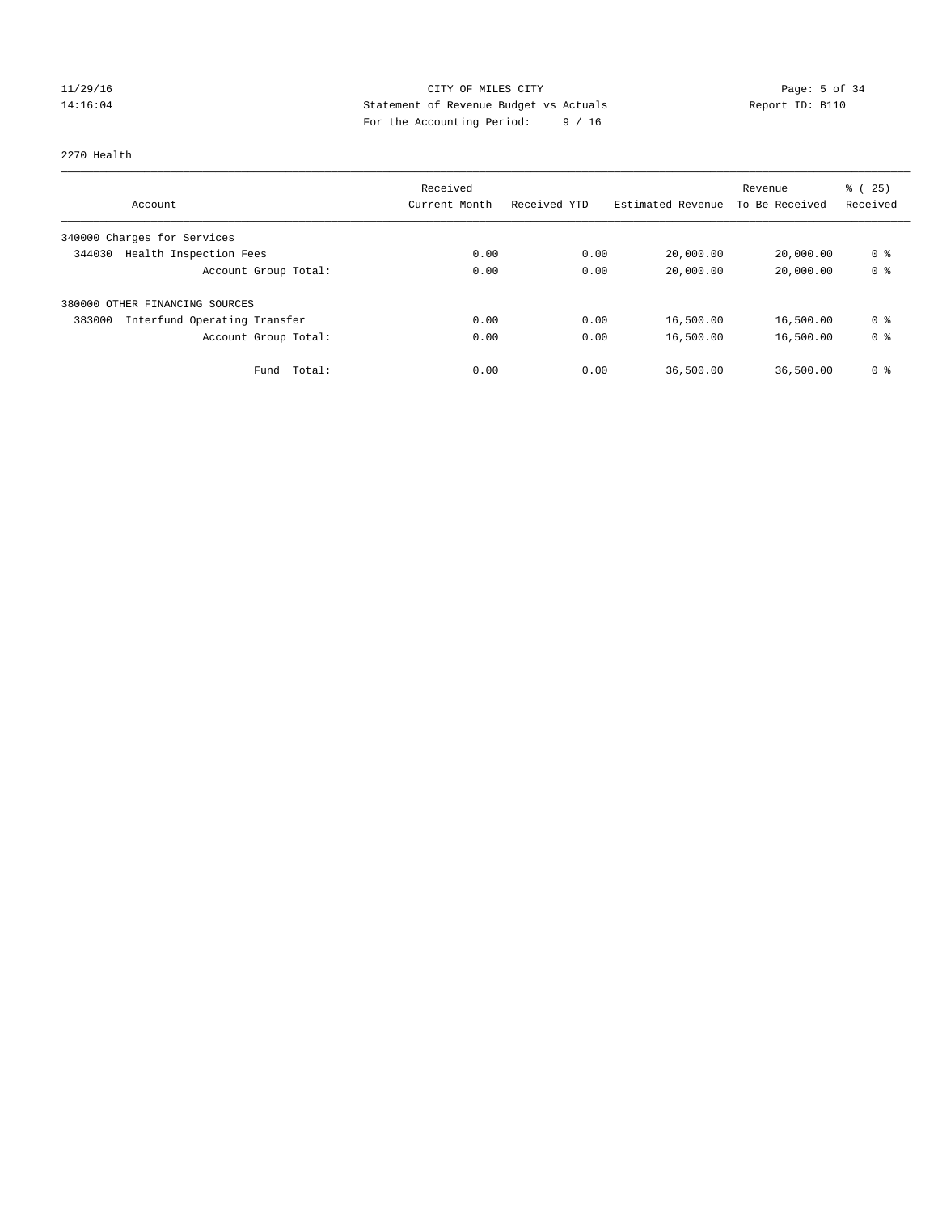CITY OF MILES CITY
Statement of Revenue Budget vs Actuals
For the Accounting Period: 9 / 16

11/29/16
14:16:04

Report ID: B110

2270 Health

| Account | Received Current Month | Received YTD | Estimated Revenue | Revenue To Be Received | % ( 25) Received |
|---|---|---|---|---|---|
| 340000 Charges for Services | | | | | |
| 344030 Health Inspection Fees | 0.00 | 0.00 | 20,000.00 | 20,000.00 | 0 % |
| Account Group Total: | 0.00 | 0.00 | 20,000.00 | 20,000.00 | 0 % |
| 380000 OTHER FINANCING SOURCES | | | | | |
| 383000 Interfund Operating Transfer | 0.00 | 0.00 | 16,500.00 | 16,500.00 | 0 % |
| Account Group Total: | 0.00 | 0.00 | 16,500.00 | 16,500.00 | 0 % |
| Fund Total: | 0.00 | 0.00 | 36,500.00 | 36,500.00 | 0 % |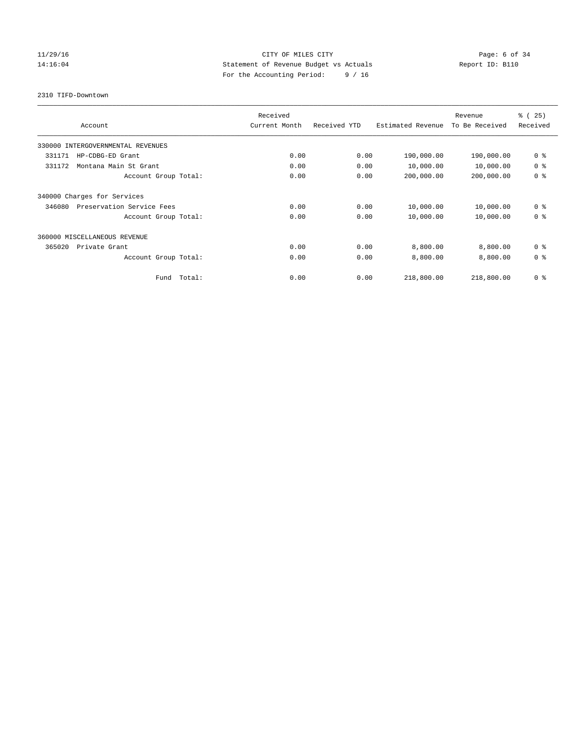CITY OF MILES CITY
Statement of Revenue Budget vs Actuals
For the Accounting Period: 9 / 16

11/29/16
14:16:04

Report ID: B110

2310 TIFD-Downtown

| Account | Received Current Month | Received YTD | Estimated Revenue | Revenue To Be Received | % ( 25) Received |
|---|---|---|---|---|---|
| 330000 INTERGOVERNMENTAL REVENUES | | | | | |
| 331171 HP-CDBG-ED Grant | 0.00 | 0.00 | 190,000.00 | 190,000.00 | 0 % |
| 331172 Montana Main St Grant | 0.00 | 0.00 | 10,000.00 | 10,000.00 | 0 % |
| Account Group Total: | 0.00 | 0.00 | 200,000.00 | 200,000.00 | 0 % |
| 340000 Charges for Services | | | | | |
| 346080 Preservation Service Fees | 0.00 | 0.00 | 10,000.00 | 10,000.00 | 0 % |
| Account Group Total: | 0.00 | 0.00 | 10,000.00 | 10,000.00 | 0 % |
| 360000 MISCELLANEOUS REVENUE | | | | | |
| 365020 Private Grant | 0.00 | 0.00 | 8,800.00 | 8,800.00 | 0 % |
| Account Group Total: | 0.00 | 0.00 | 8,800.00 | 8,800.00 | 0 % |
| Fund Total: | 0.00 | 0.00 | 218,800.00 | 218,800.00 | 0 % |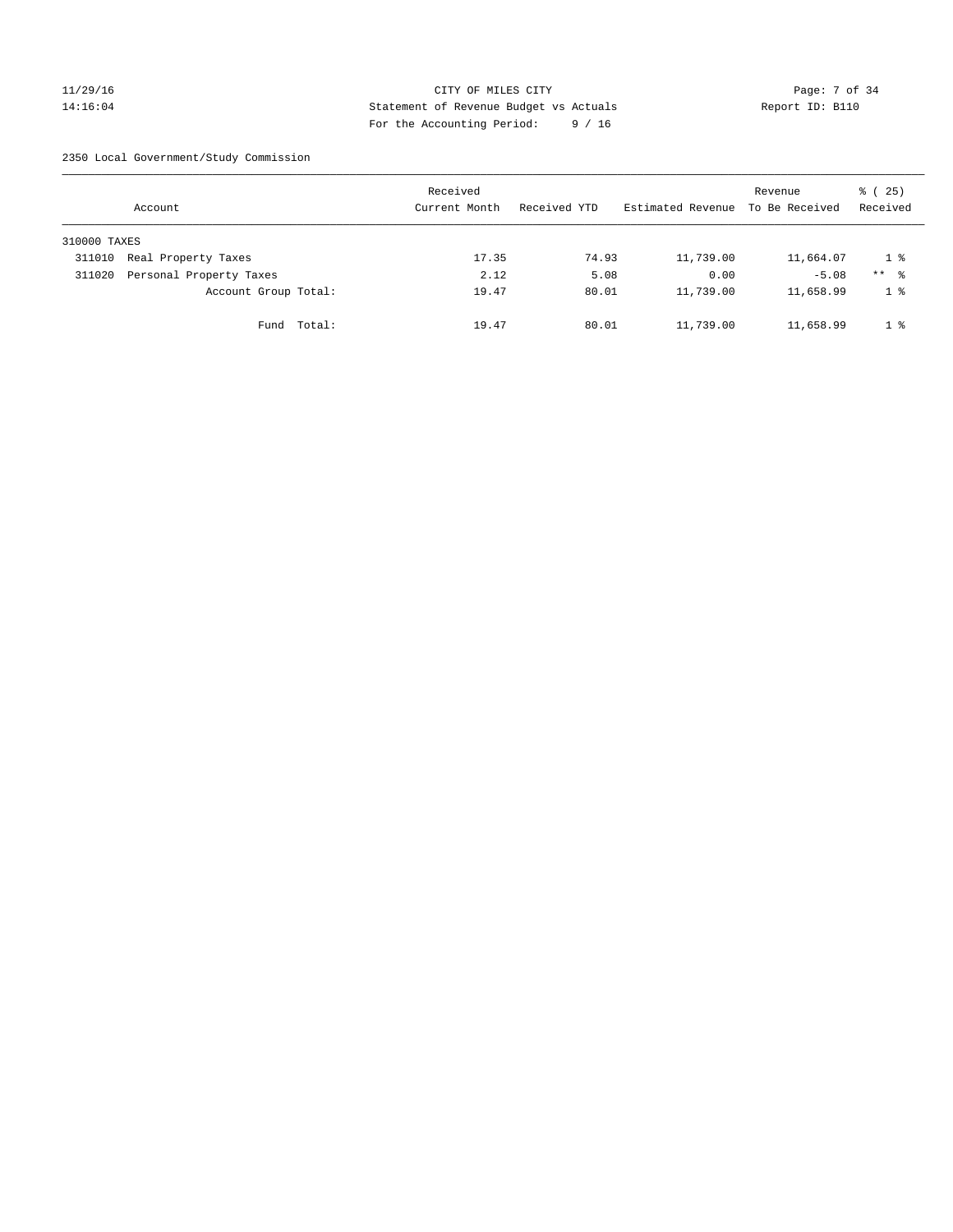CITY OF MILES CITY

Statement of Revenue Budget vs Actuals

For the Accounting Period: 9 / 16

11/29/16
14:16:04

Report ID: B110

2350 Local Government/Study Commission

| Account | Received Current Month | Received YTD | Estimated Revenue | Revenue To Be Received | % ( 25) Received |
|---|---|---|---|---|---|
| 310000 TAXES | | | | | |
| 311010 Real Property Taxes | 17.35 | 74.93 | 11,739.00 | 11,664.07 | 1 % |
| 311020 Personal Property Taxes | 2.12 | 5.08 | 0.00 | -5.08 | ** % |
| Account Group Total: | 19.47 | 80.01 | 11,739.00 | 11,658.99 | 1 % |
| Fund Total: | 19.47 | 80.01 | 11,739.00 | 11,658.99 | 1 % |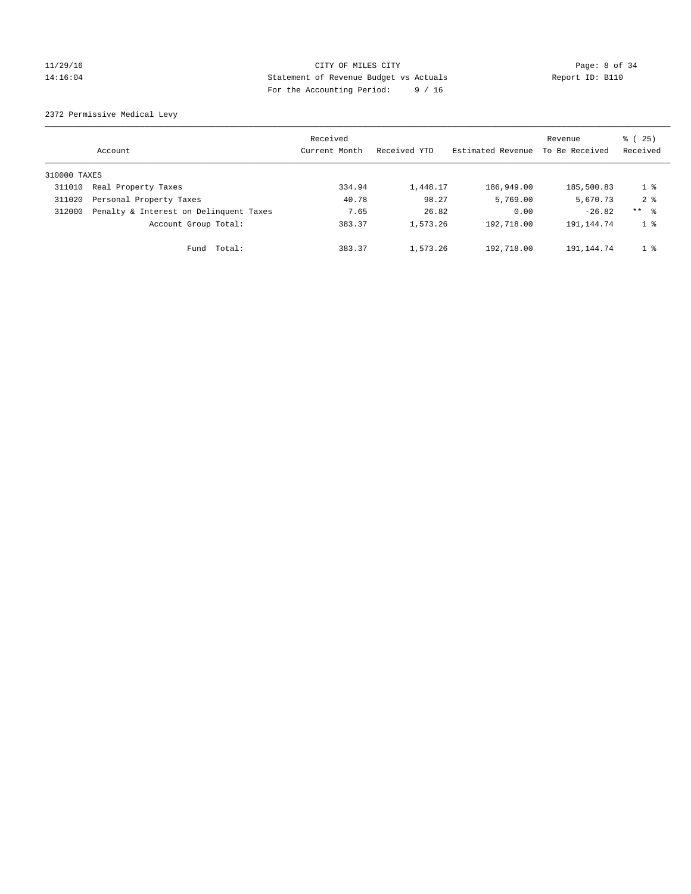CITY OF MILES CITY
Statement of Revenue Budget vs Actuals
For the Accounting Period: 9 / 16

11/29/16
14:16:04

Report ID: B110

2372 Permissive Medical Levy

| Account | | Received Current Month | Received YTD | Estimated Revenue | Revenue To Be Received | % ( 25) Received |
|---|---|---|---|---|---|---|
| 310000 TAXES | | | | | | |
| 311010 | Real Property Taxes | 334.94 | 1,448.17 | 186,949.00 | 185,500.83 | 1 % |
| 311020 | Personal Property Taxes | 40.78 | 98.27 | 5,769.00 | 5,670.73 | 2 % |
| 312000 | Penalty & Interest on Delinquent Taxes | 7.65 | 26.82 | 0.00 | -26.82 | ** % |
| | Account Group Total: | 383.37 | 1,573.26 | 192,718.00 | 191,144.74 | 1 % |
| | Fund Total: | 383.37 | 1,573.26 | 192,718.00 | 191,144.74 | 1 % |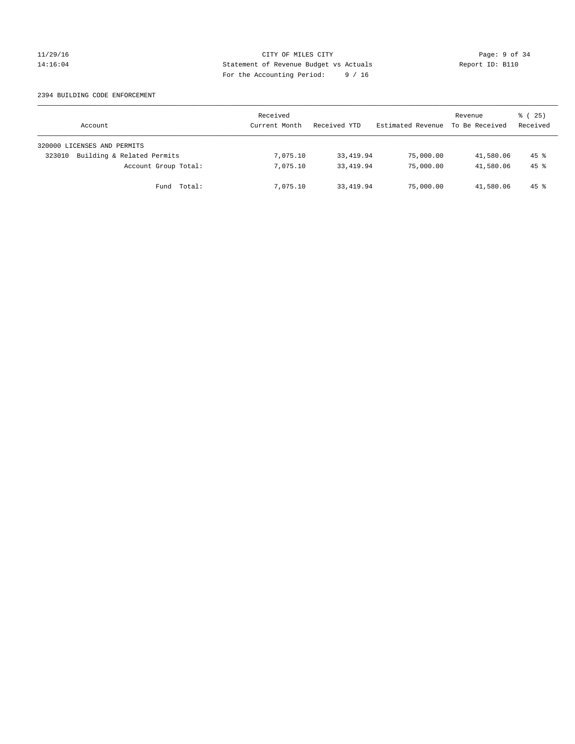CITY OF MILES CITY
Statement of Revenue Budget vs Actuals
For the Accounting Period: 9 / 16

11/29/16
14:16:04

Report ID: B110

2394 BUILDING CODE ENFORCEMENT

| Account | Received Current Month | Received YTD | Estimated Revenue | Revenue To Be Received | % ( 25) Received |
|---|---|---|---|---|---|
| 320000 LICENSES AND PERMITS | | | | | |
| 323010 Building & Related Permits | 7,075.10 | 33,419.94 | 75,000.00 | 41,580.06 | 45 % |
| Account Group Total: | 7,075.10 | 33,419.94 | 75,000.00 | 41,580.06 | 45 % |
| Fund Total: | 7,075.10 | 33,419.94 | 75,000.00 | 41,580.06 | 45 % |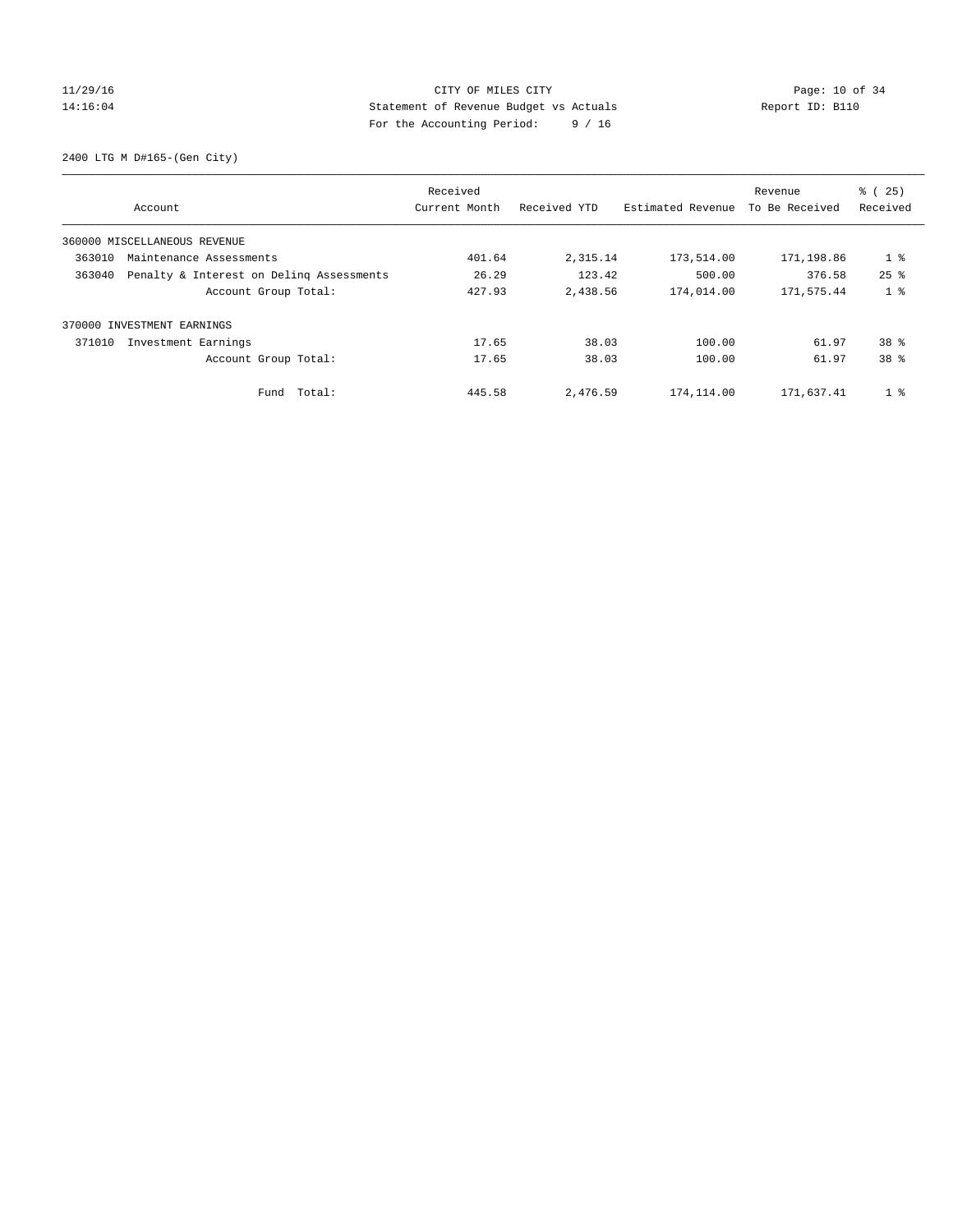CITY OF MILES CITY
Statement of Revenue Budget vs Actuals
For the Accounting Period: 9 / 16

11/29/16
14:16:04

Report ID: B110

2400 LTG M D#165-(Gen City)

| Account | Received Current Month | Received YTD | Estimated Revenue | Revenue To Be Received | % ( 25) Received |
|---|---|---|---|---|---|
| 360000 MISCELLANEOUS REVENUE | | | | | |
| 363010 Maintenance Assessments | 401.64 | 2,315.14 | 173,514.00 | 171,198.86 | 1 % |
| 363040 Penalty & Interest on Delinq Assessments | 26.29 | 123.42 | 500.00 | 376.58 | 25 % |
| Account Group Total: | 427.93 | 2,438.56 | 174,014.00 | 171,575.44 | 1 % |
| 370000 INVESTMENT EARNINGS | | | | | |
| 371010 Investment Earnings | 17.65 | 38.03 | 100.00 | 61.97 | 38 % |
| Account Group Total: | 17.65 | 38.03 | 100.00 | 61.97 | 38 % |
| Fund Total: | 445.58 | 2,476.59 | 174,114.00 | 171,637.41 | 1 % |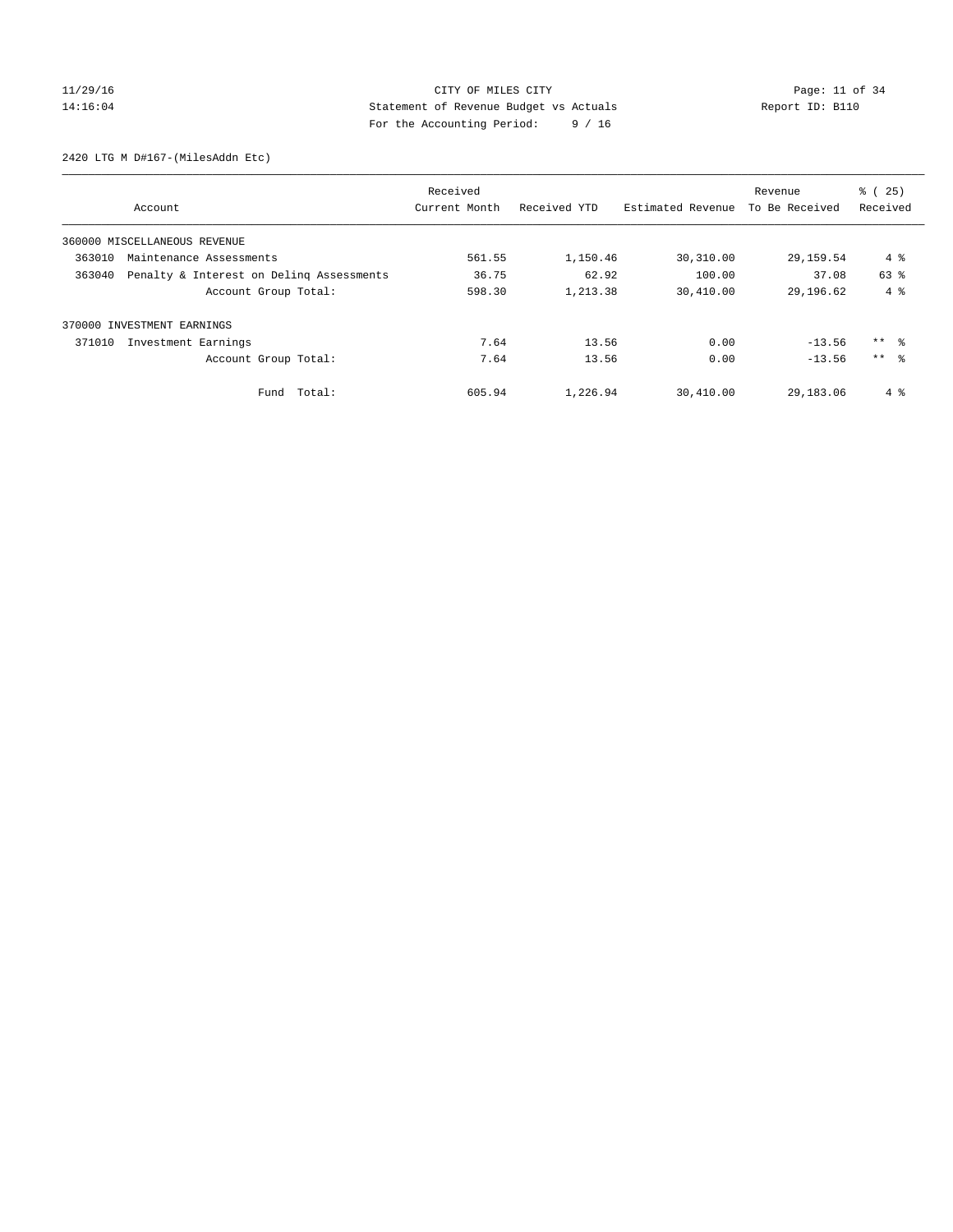CITY OF MILES CITY
Statement of Revenue Budget vs Actuals
For the Accounting Period: 9 / 16

11/29/16
14:16:04

Report ID: B110

2420 LTG M D#167-(MilesAddn Etc)

| Account | Received Current Month | Received YTD | Estimated Revenue | Revenue To Be Received | % ( 25) Received |
|---|---|---|---|---|---|
| 360000 MISCELLANEOUS REVENUE | | | | | |
| 363010 Maintenance Assessments | 561.55 | 1,150.46 | 30,310.00 | 29,159.54 | 4 % |
| 363040 Penalty & Interest on Delinq Assessments | 36.75 | 62.92 | 100.00 | 37.08 | 63 % |
| Account Group Total: | 598.30 | 1,213.38 | 30,410.00 | 29,196.62 | 4 % |
| 370000 INVESTMENT EARNINGS | | | | | |
| 371010 Investment Earnings | 7.64 | 13.56 | 0.00 | -13.56 | ** % |
| Account Group Total: | 7.64 | 13.56 | 0.00 | -13.56 | ** % |
| Fund Total: | 605.94 | 1,226.94 | 30,410.00 | 29,183.06 | 4 % |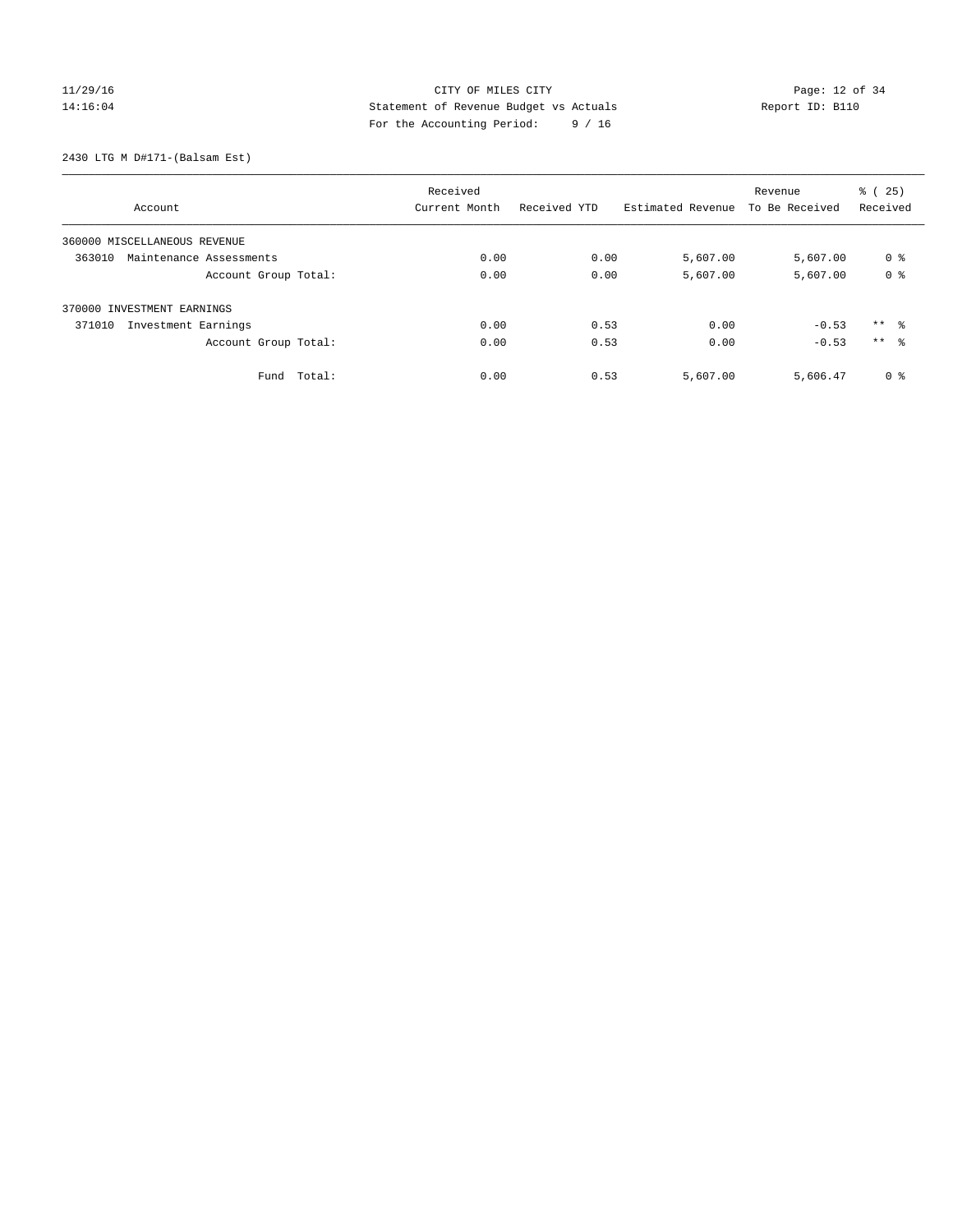CITY OF MILES CITY
Statement of Revenue Budget vs Actuals
For the Accounting Period: 9 / 16

11/29/16
14:16:04

Report ID: B110

2430 LTG M D#171-(Balsam Est)

| Account | Received Current Month | Received YTD | Estimated Revenue | Revenue To Be Received | % ( 25) Received |
|---|---|---|---|---|---|
| 360000 MISCELLANEOUS REVENUE | | | | | |
| 363010 Maintenance Assessments | 0.00 | 0.00 | 5,607.00 | 5,607.00 | 0 % |
| Account Group Total: | 0.00 | 0.00 | 5,607.00 | 5,607.00 | 0 % |
| 370000 INVESTMENT EARNINGS | | | | | |
| 371010 Investment Earnings | 0.00 | 0.53 | 0.00 | -0.53 | ** % |
| Account Group Total: | 0.00 | 0.53 | 0.00 | -0.53 | ** % |
| Fund Total: | 0.00 | 0.53 | 5,607.00 | 5,606.47 | 0 % |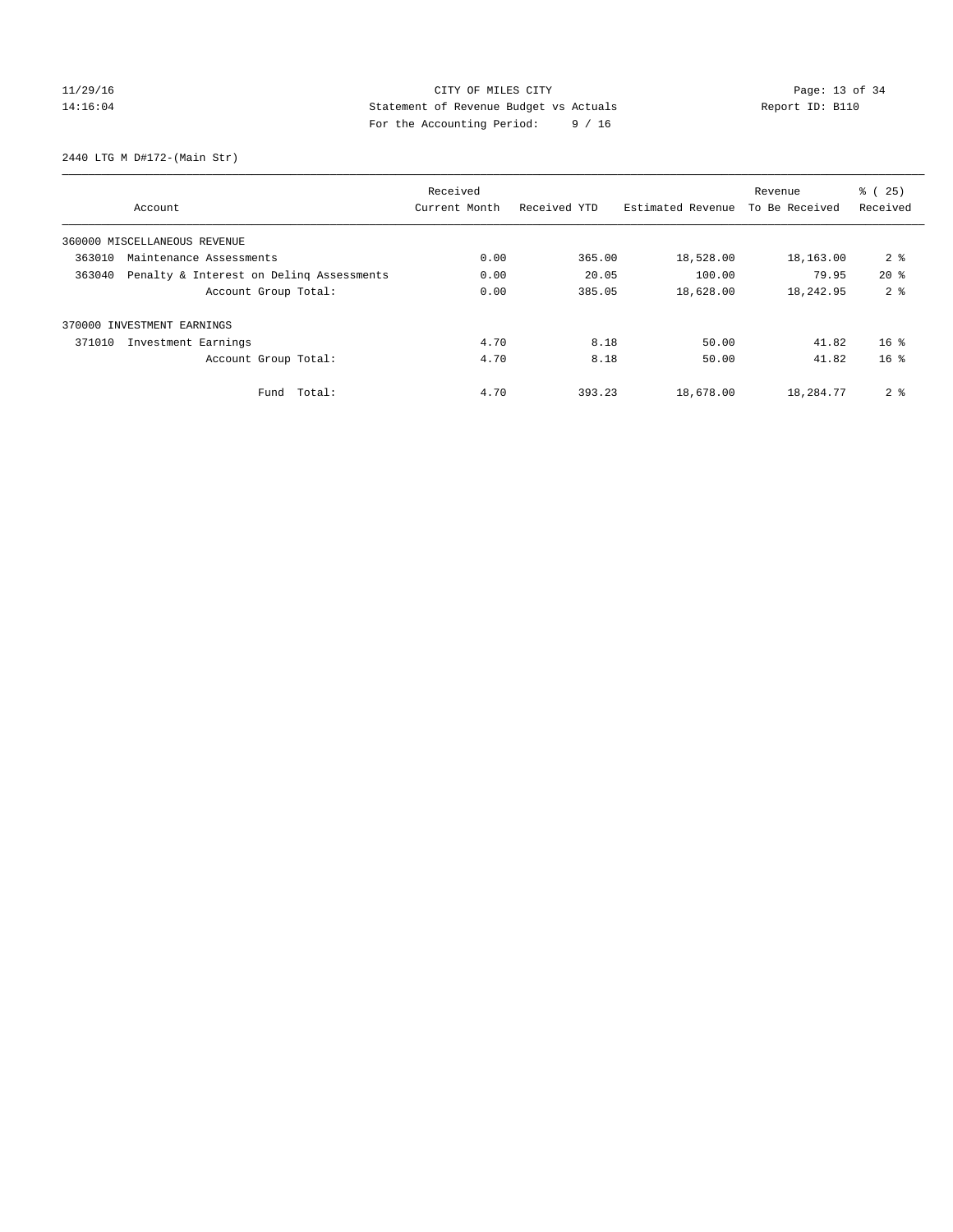CITY OF MILES CITY

Statement of Revenue Budget vs Actuals

For the Accounting Period: 9 / 16

11/29/16
14:16:04

Report ID: B110

2440 LTG M D#172-(Main Str)

| Account | Received Current Month | Received YTD | Estimated Revenue | Revenue To Be Received | % ( 25) Received |
|---|---|---|---|---|---|
| 360000 MISCELLANEOUS REVENUE | | | | | |
| 363010 Maintenance Assessments | 0.00 | 365.00 | 18,528.00 | 18,163.00 | 2 % |
| 363040 Penalty & Interest on Delinq Assessments | 0.00 | 20.05 | 100.00 | 79.95 | 20 % |
| Account Group Total: | 0.00 | 385.05 | 18,628.00 | 18,242.95 | 2 % |
| 370000 INVESTMENT EARNINGS | | | | | |
| 371010 Investment Earnings | 4.70 | 8.18 | 50.00 | 41.82 | 16 % |
| Account Group Total: | 4.70 | 8.18 | 50.00 | 41.82 | 16 % |
| Fund Total: | 4.70 | 393.23 | 18,678.00 | 18,284.77 | 2 % |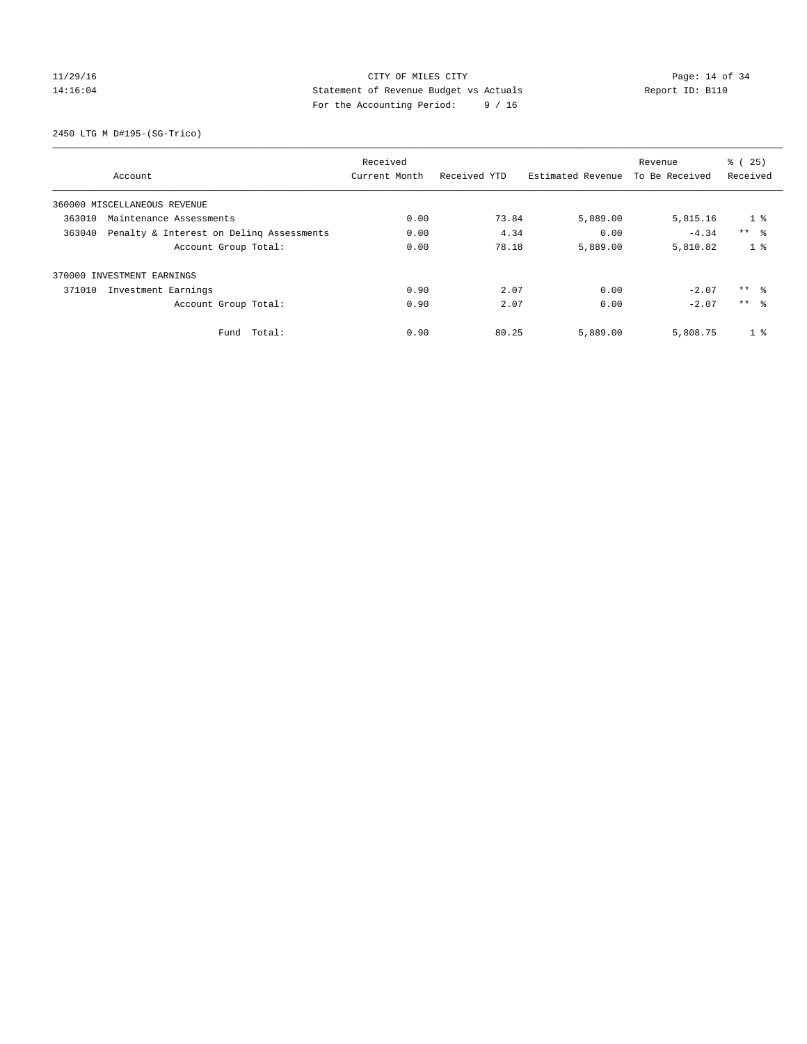CITY OF MILES CITY

Statement of Revenue Budget vs Actuals

For the Accounting Period: 9 / 16

11/29/16 14:16:04 — Report ID: B110

## 2450 LTG M D#195-(SG-Trico)

| Account | Received Current Month | Received YTD | Estimated Revenue | Revenue To Be Received | % ( 25) Received |
|---|---|---|---|---|---|
| 360000 MISCELLANEOUS REVENUE | | | | | |
| 363010 Maintenance Assessments | 0.00 | 73.84 | 5,889.00 | 5,815.16 | 1 % |
| 363040 Penalty & Interest on Delinq Assessments | 0.00 | 4.34 | 0.00 | -4.34 | ** % |
| Account Group Total: | 0.00 | 78.18 | 5,889.00 | 5,810.82 | 1 % |
| 370000 INVESTMENT EARNINGS | | | | | |
| 371010 Investment Earnings | 0.90 | 2.07 | 0.00 | -2.07 | ** % |
| Account Group Total: | 0.90 | 2.07 | 0.00 | -2.07 | ** % |
| Fund Total: | 0.90 | 80.25 | 5,889.00 | 5,808.75 | 1 % |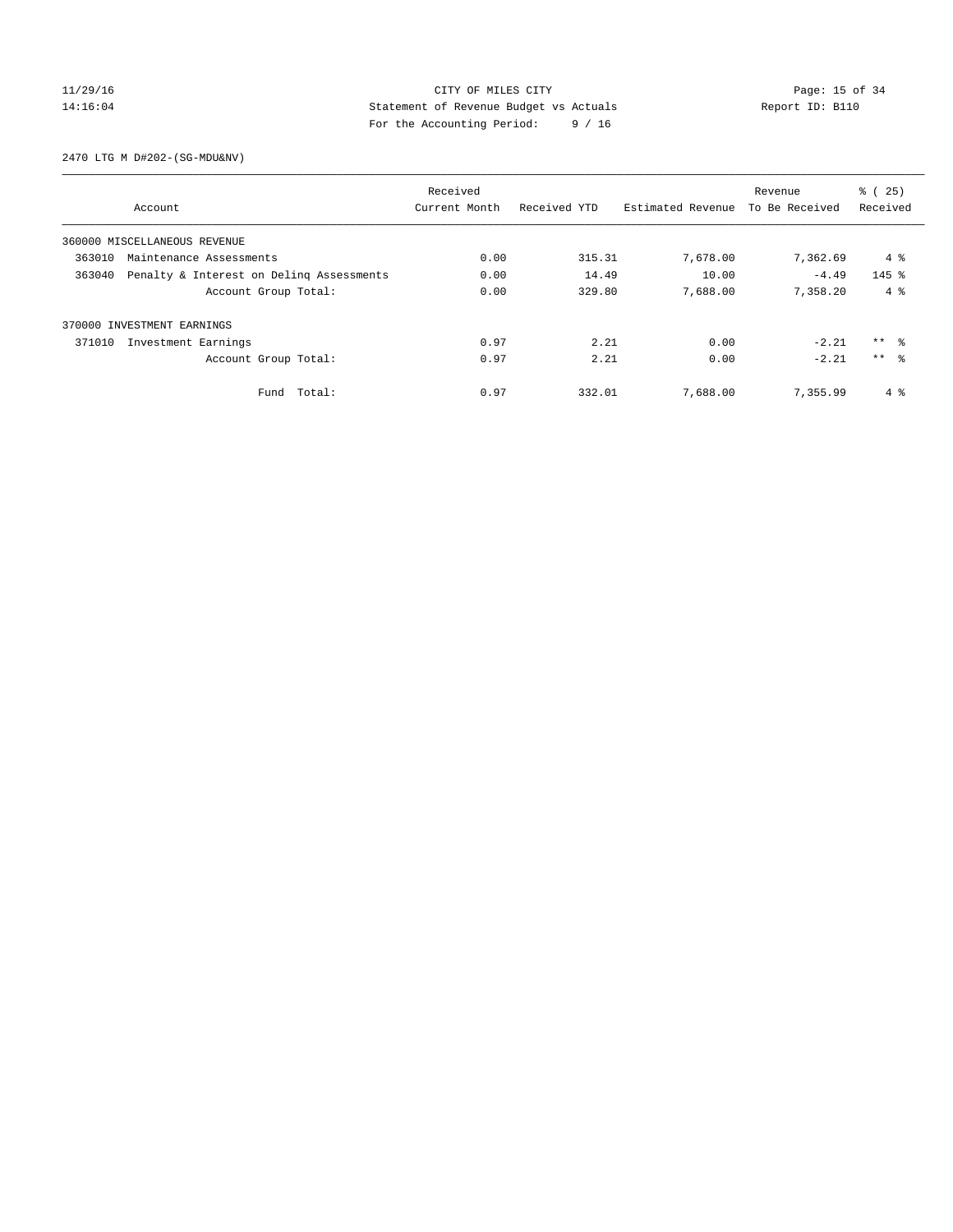CITY OF MILES CITY
Statement of Revenue Budget vs Actuals
For the Accounting Period: 9 / 16

11/29/16
14:16:04

Report ID: B110

2470 LTG M D#202-(SG-MDU&NV)

| Account | Received Current Month | Received YTD | Estimated Revenue | Revenue To Be Received | % ( 25) Received |
|---|---|---|---|---|---|
| 360000 MISCELLANEOUS REVENUE | | | | | |
| 363010 Maintenance Assessments | 0.00 | 315.31 | 7,678.00 | 7,362.69 | 4 % |
| 363040 Penalty & Interest on Delinq Assessments | 0.00 | 14.49 | 10.00 | -4.49 | 145 % |
| Account Group Total: | 0.00 | 329.80 | 7,688.00 | 7,358.20 | 4 % |
| 370000 INVESTMENT EARNINGS | | | | | |
| 371010 Investment Earnings | 0.97 | 2.21 | 0.00 | -2.21 | ** % |
| Account Group Total: | 0.97 | 2.21 | 0.00 | -2.21 | ** % |
| Fund Total: | 0.97 | 332.01 | 7,688.00 | 7,355.99 | 4 % |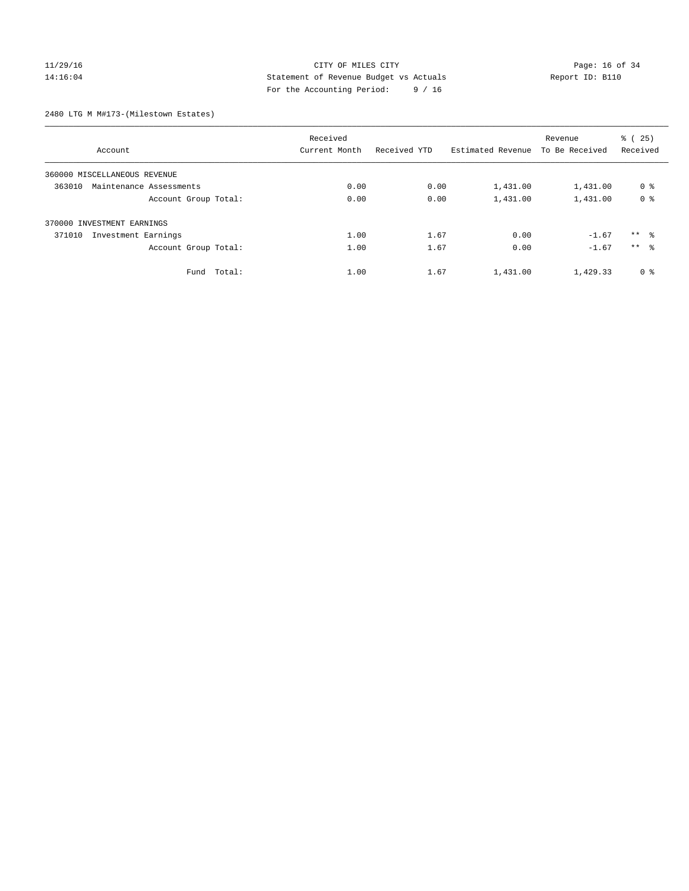CITY OF MILES CITY
Statement of Revenue Budget vs Actuals
For the Accounting Period: 9 / 16

11/29/16
14:16:04

Report ID: B110

2480 LTG M M#173-(Milestown Estates)

| Account | Received Current Month | Received YTD | Estimated Revenue | Revenue To Be Received | % ( 25) Received |
|---|---|---|---|---|---|
| 360000 MISCELLANEOUS REVENUE | | | | | |
| 363010 Maintenance Assessments | 0.00 | 0.00 | 1,431.00 | 1,431.00 | 0 % |
| Account Group Total: | 0.00 | 0.00 | 1,431.00 | 1,431.00 | 0 % |
| 370000 INVESTMENT EARNINGS | | | | | |
| 371010 Investment Earnings | 1.00 | 1.67 | 0.00 | -1.67 | ** % |
| Account Group Total: | 1.00 | 1.67 | 0.00 | -1.67 | ** % |
| Fund Total: | 1.00 | 1.67 | 1,431.00 | 1,429.33 | 0 % |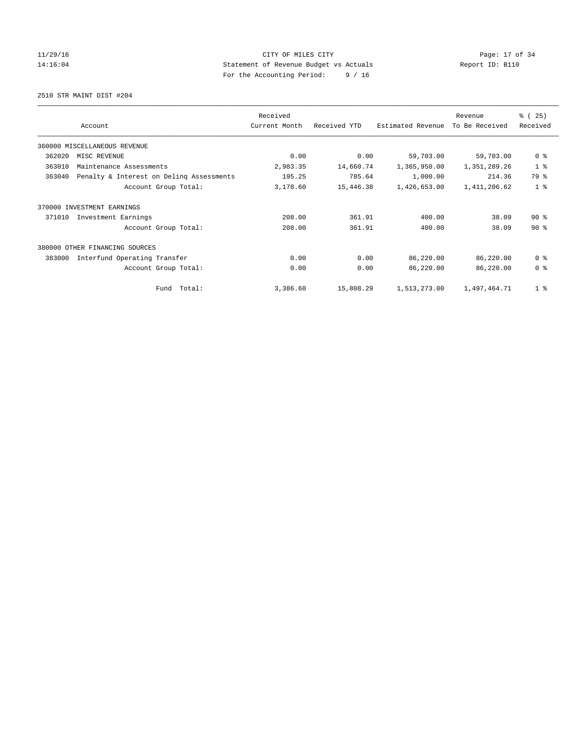CITY OF MILES CITY
Statement of Revenue Budget vs Actuals
For the Accounting Period: 9 / 16

2510 STR MAINT DIST #204

| Account | Received Current Month | Received YTD | Estimated Revenue | Revenue To Be Received | % ( 25) Received |
|---|---|---|---|---|---|
| 360000 MISCELLANEOUS REVENUE | | | | | |
| 362020 MISC REVENUE | 0.00 | 0.00 | 59,703.00 | 59,703.00 | 0 % |
| 363010 Maintenance Assessments | 2,983.35 | 14,660.74 | 1,365,950.00 | 1,351,289.26 | 1 % |
| 363040 Penalty & Interest on Delinq Assessments | 195.25 | 785.64 | 1,000.00 | 214.36 | 79 % |
| Account Group Total: | 3,178.60 | 15,446.38 | 1,426,653.00 | 1,411,206.62 | 1 % |
| 370000 INVESTMENT EARNINGS | | | | | |
| 371010 Investment Earnings | 208.00 | 361.91 | 400.00 | 38.09 | 90 % |
| Account Group Total: | 208.00 | 361.91 | 400.00 | 38.09 | 90 % |
| 380000 OTHER FINANCING SOURCES | | | | | |
| 383000 Interfund Operating Transfer | 0.00 | 0.00 | 86,220.00 | 86,220.00 | 0 % |
| Account Group Total: | 0.00 | 0.00 | 86,220.00 | 86,220.00 | 0 % |
| Fund Total: | 3,386.60 | 15,808.29 | 1,513,273.00 | 1,497,464.71 | 1 % |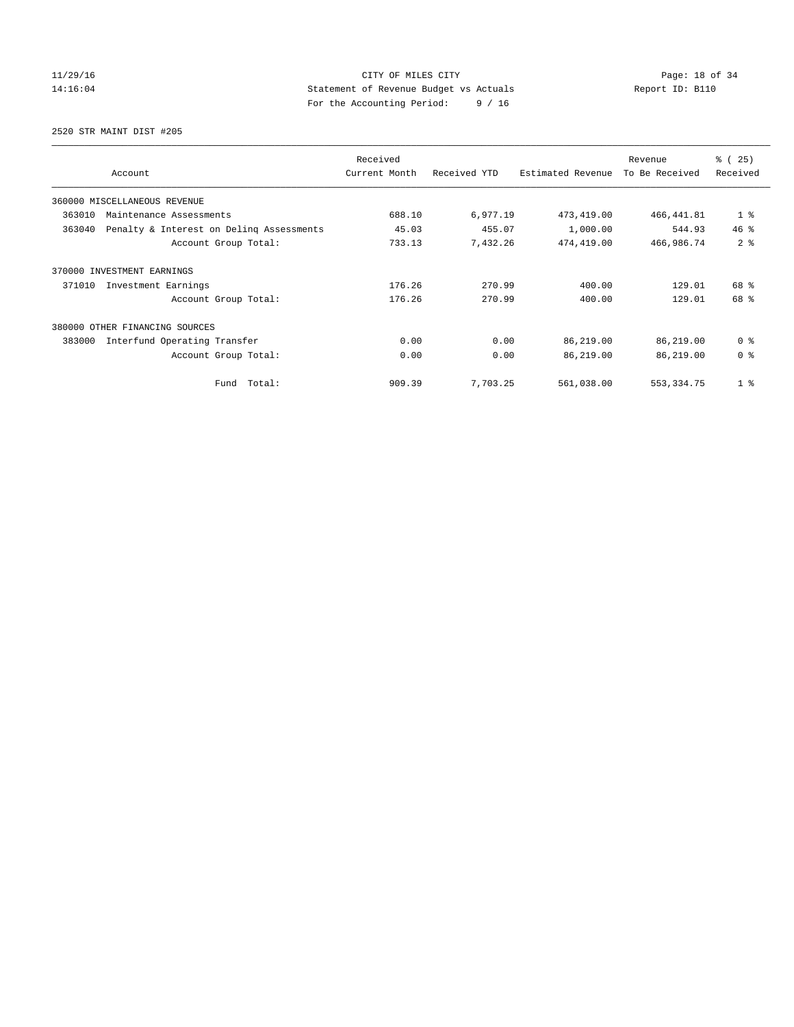CITY OF MILES CITY
Statement of Revenue Budget vs Actuals
For the Accounting Period: 9 / 16

11/29/16
14:16:04

Report ID: B110

2520 STR MAINT DIST #205

| Account | Received Current Month | Received YTD | Estimated Revenue | Revenue To Be Received | % ( 25) Received |
|---|---|---|---|---|---|
| 360000 MISCELLANEOUS REVENUE | | | | | |
| 363010 Maintenance Assessments | 688.10 | 6,977.19 | 473,419.00 | 466,441.81 | 1 % |
| 363040 Penalty & Interest on Delinq Assessments | 45.03 | 455.07 | 1,000.00 | 544.93 | 46 % |
| Account Group Total: | 733.13 | 7,432.26 | 474,419.00 | 466,986.74 | 2 % |
| 370000 INVESTMENT EARNINGS | | | | | |
| 371010 Investment Earnings | 176.26 | 270.99 | 400.00 | 129.01 | 68 % |
| Account Group Total: | 176.26 | 270.99 | 400.00 | 129.01 | 68 % |
| 380000 OTHER FINANCING SOURCES | | | | | |
| 383000 Interfund Operating Transfer | 0.00 | 0.00 | 86,219.00 | 86,219.00 | 0 % |
| Account Group Total: | 0.00 | 0.00 | 86,219.00 | 86,219.00 | 0 % |
| Fund Total: | 909.39 | 7,703.25 | 561,038.00 | 553,334.75 | 1 % |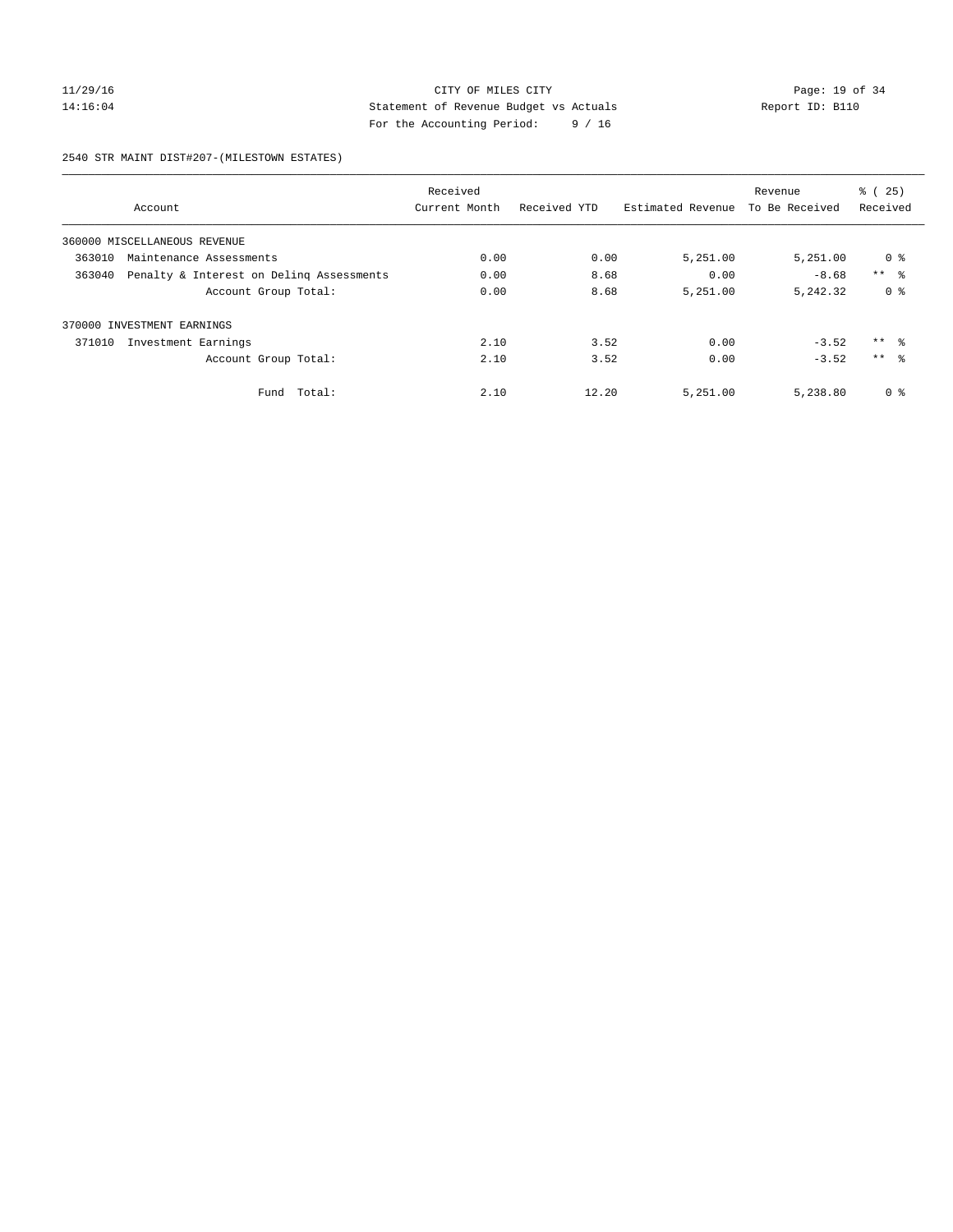CITY OF MILES CITY

Statement of Revenue Budget vs Actuals

Report ID: B110

For the Accounting Period: 9 / 16

11/29/16
14:16:04

2540 STR MAINT DIST#207-(MILESTOWN ESTATES)

| Account | Received Current Month | Received YTD | Estimated Revenue | Revenue To Be Received | % ( 25) Received |
|---|---|---|---|---|---|
| 360000 MISCELLANEOUS REVENUE | | | | | |
| 363010 Maintenance Assessments | 0.00 | 0.00 | 5,251.00 | 5,251.00 | 0 % |
| 363040 Penalty & Interest on Delinq Assessments | 0.00 | 8.68 | 0.00 | -8.68 | ** % |
| Account Group Total: | 0.00 | 8.68 | 5,251.00 | 5,242.32 | 0 % |
| 370000 INVESTMENT EARNINGS | | | | | |
| 371010 Investment Earnings | 2.10 | 3.52 | 0.00 | -3.52 | ** % |
| Account Group Total: | 2.10 | 3.52 | 0.00 | -3.52 | ** % |
| Fund Total: | 2.10 | 12.20 | 5,251.00 | 5,238.80 | 0 % |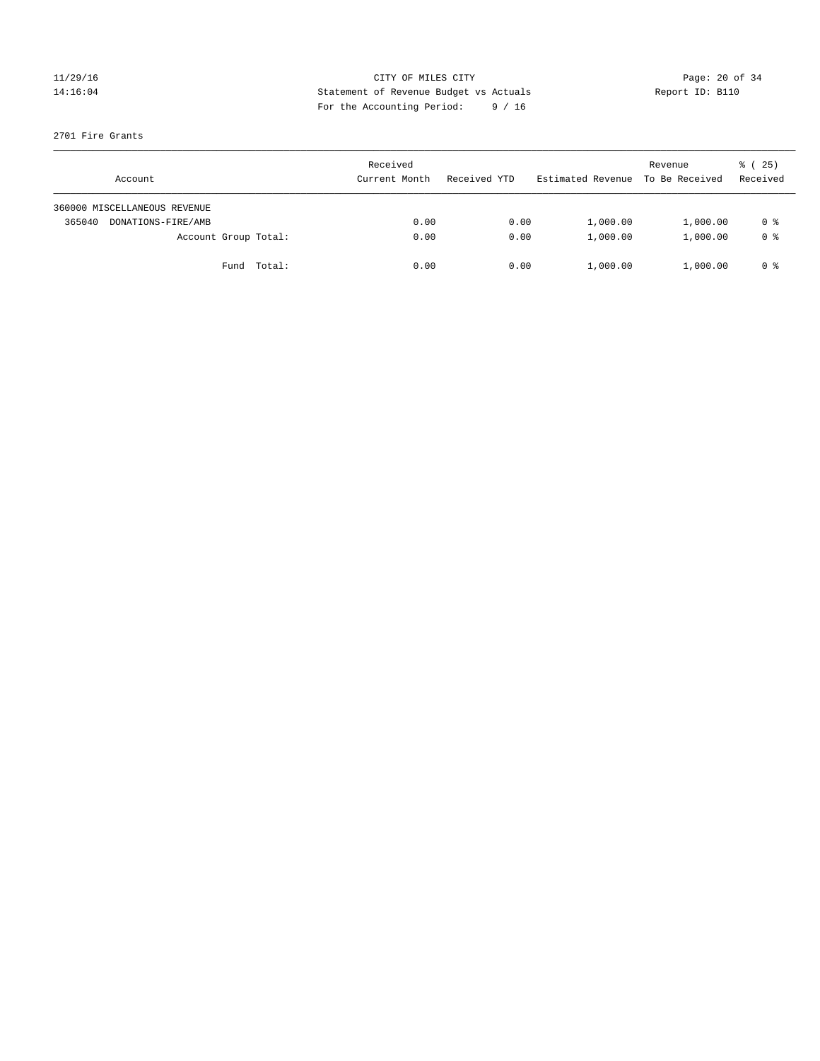CITY OF MILES CITY
Statement of Revenue Budget vs Actuals
For the Accounting Period: 9 / 16

11/29/16
14:16:04

Report ID: B110

2701 Fire Grants

| Account | Received Current Month | Received YTD | Estimated Revenue | Revenue To Be Received | % ( 25) Received |
|---|---|---|---|---|---|
| 360000 MISCELLANEOUS REVENUE | | | | | |
| 365040 DONATIONS-FIRE/AMB | 0.00 | 0.00 | 1,000.00 | 1,000.00 | 0 % |
| Account Group Total: | 0.00 | 0.00 | 1,000.00 | 1,000.00 | 0 % |
| Fund Total: | 0.00 | 0.00 | 1,000.00 | 1,000.00 | 0 % |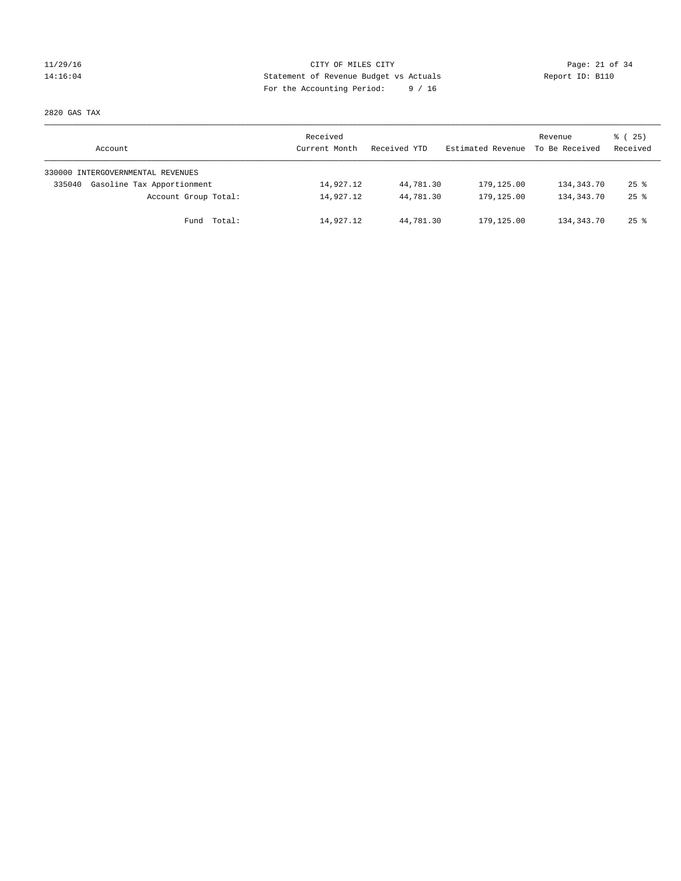CITY OF MILES CITY
Statement of Revenue Budget vs Actuals
For the Accounting Period: 9 / 16

11/29/16
14:16:04

Report ID: B110

2820 GAS TAX

| Account | Received Current Month | Received YTD | Estimated Revenue | Revenue To Be Received | % ( 25) Received |
|---|---|---|---|---|---|
| 330000 INTERGOVERNMENTAL REVENUES | | | | | |
| 335040 Gasoline Tax Apportionment | 14,927.12 | 44,781.30 | 179,125.00 | 134,343.70 | 25 % |
| Account Group Total: | 14,927.12 | 44,781.30 | 179,125.00 | 134,343.70 | 25 % |
| Fund Total: | 14,927.12 | 44,781.30 | 179,125.00 | 134,343.70 | 25 % |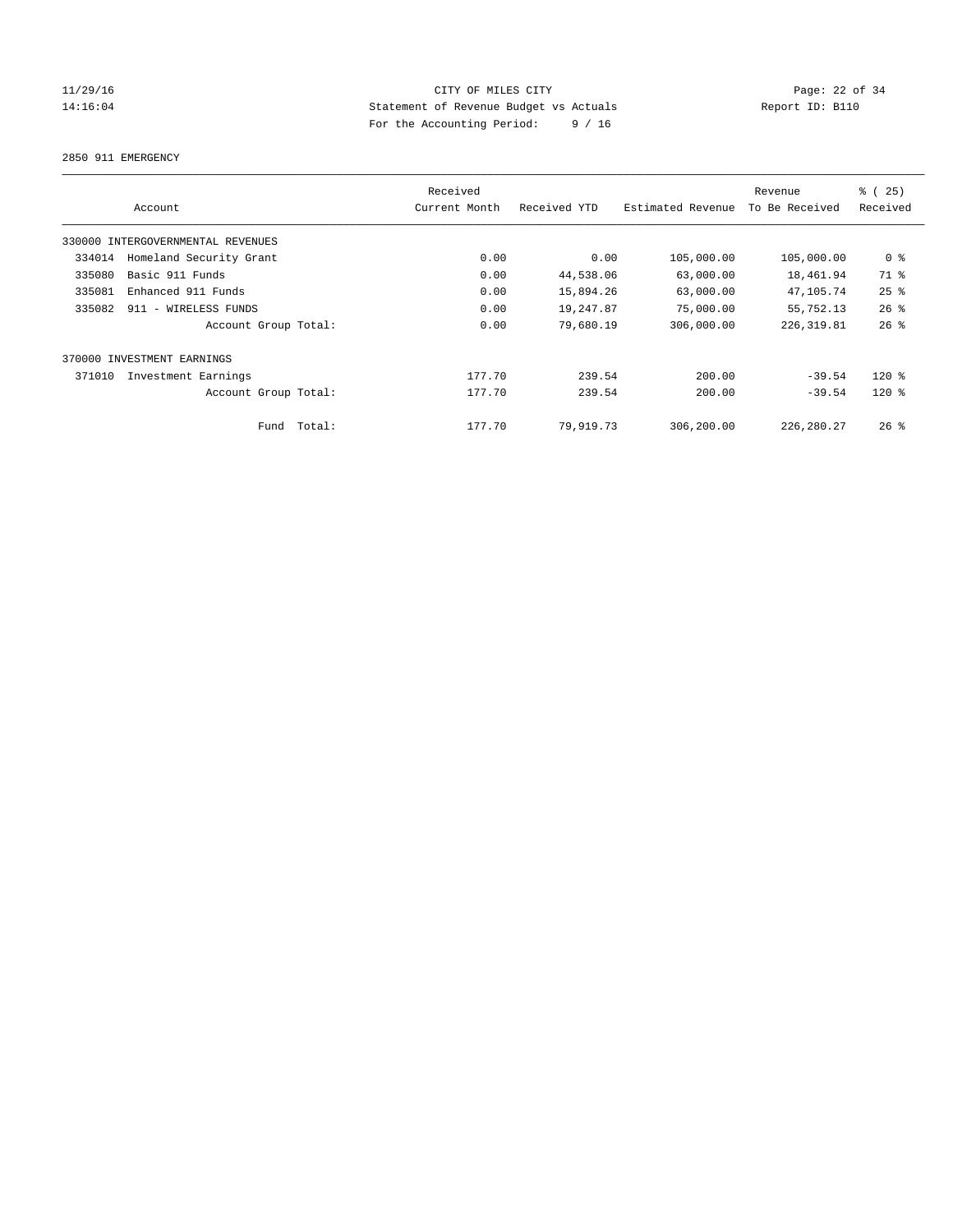CITY OF MILES CITY

Statement of Revenue Budget vs Actuals

For the Accounting Period: 9 / 16

11/29/16 14:16:04 — Report ID: B110

2850 911 EMERGENCY

| Account | | Received Current Month | Received YTD | Estimated Revenue | Revenue To Be Received | % ( 25) Received |
|---|---|---|---|---|---|---|
| 330000 INTERGOVERNMENTAL REVENUES | | | | | | |
| 334014 | Homeland Security Grant | 0.00 | 0.00 | 105,000.00 | 105,000.00 | 0 % |
| 335080 | Basic 911 Funds | 0.00 | 44,538.06 | 63,000.00 | 18,461.94 | 71 % |
| 335081 | Enhanced 911 Funds | 0.00 | 15,894.26 | 63,000.00 | 47,105.74 | 25 % |
| 335082 | 911 - WIRELESS FUNDS | 0.00 | 19,247.87 | 75,000.00 | 55,752.13 | 26 % |
| | Account Group Total: | 0.00 | 79,680.19 | 306,000.00 | 226,319.81 | 26 % |
| 370000 INVESTMENT EARNINGS | | | | | | |
| 371010 | Investment Earnings | 177.70 | 239.54 | 200.00 | -39.54 | 120 % |
| | Account Group Total: | 177.70 | 239.54 | 200.00 | -39.54 | 120 % |
| | Fund Total: | 177.70 | 79,919.73 | 306,200.00 | 226,280.27 | 26 % |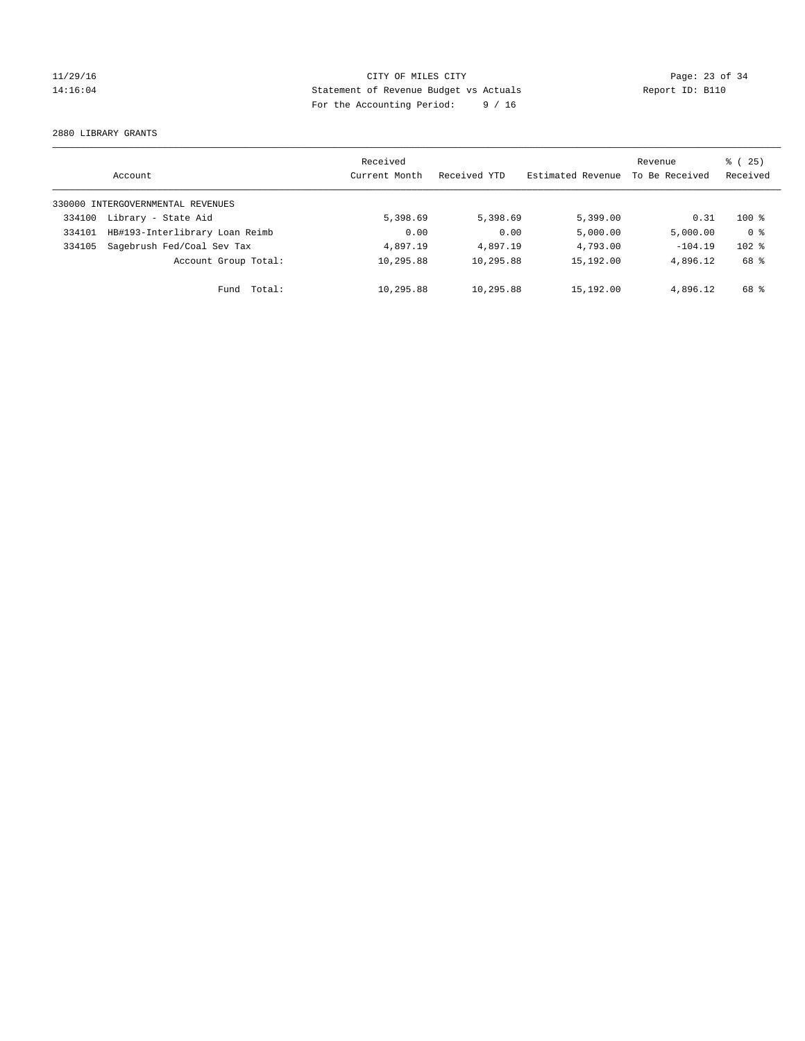CITY OF MILES CITY
Statement of Revenue Budget vs Actuals
For the Accounting Period: 9 / 16

2880 LIBRARY GRANTS

| Account | | Received Current Month | Received YTD | Estimated Revenue | Revenue To Be Received | % ( 25) Received |
|---|---|---|---|---|---|---|
| 330000 INTERGOVERNMENTAL REVENUES | | | | | | |
| 334100 | Library - State Aid | 5,398.69 | 5,398.69 | 5,399.00 | 0.31 | 100 % |
| 334101 | HB#193-Interlibrary Loan Reimb | 0.00 | 0.00 | 5,000.00 | 5,000.00 | 0 % |
| 334105 | Sagebrush Fed/Coal Sev Tax | 4,897.19 | 4,897.19 | 4,793.00 | -104.19 | 102 % |
| | Account Group Total: | 10,295.88 | 10,295.88 | 15,192.00 | 4,896.12 | 68 % |
| | Fund Total: | 10,295.88 | 10,295.88 | 15,192.00 | 4,896.12 | 68 % |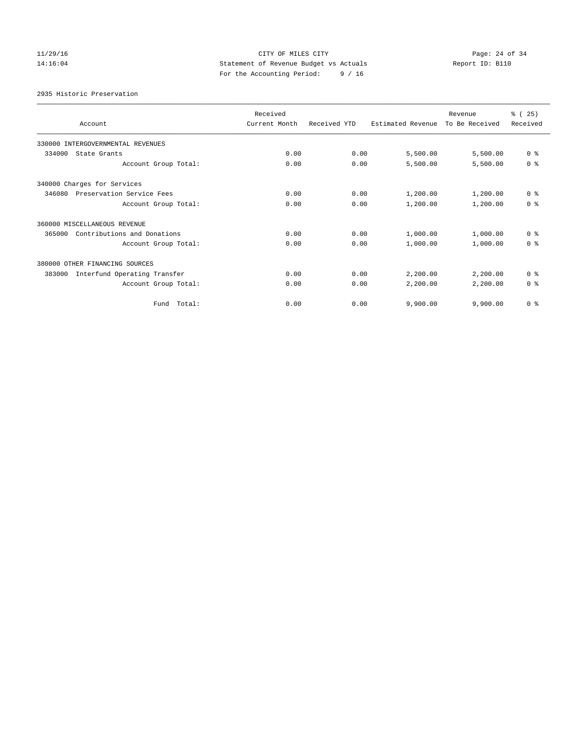CITY OF MILES CITY
Statement of Revenue Budget vs Actuals
For the Accounting Period: 9 / 16

11/29/16
14:16:04

Report ID: B110

2935 Historic Preservation

| Account | Received Current Month | Received YTD | Estimated Revenue | Revenue To Be Received | % ( 25) Received |
|---|---|---|---|---|---|
| 330000 INTERGOVERNMENTAL REVENUES | | | | | |
| 334000 State Grants | 0.00 | 0.00 | 5,500.00 | 5,500.00 | 0 % |
| Account Group Total: | 0.00 | 0.00 | 5,500.00 | 5,500.00 | 0 % |
| 340000 Charges for Services | | | | | |
| 346080 Preservation Service Fees | 0.00 | 0.00 | 1,200.00 | 1,200.00 | 0 % |
| Account Group Total: | 0.00 | 0.00 | 1,200.00 | 1,200.00 | 0 % |
| 360000 MISCELLANEOUS REVENUE | | | | | |
| 365000 Contributions and Donations | 0.00 | 0.00 | 1,000.00 | 1,000.00 | 0 % |
| Account Group Total: | 0.00 | 0.00 | 1,000.00 | 1,000.00 | 0 % |
| 380000 OTHER FINANCING SOURCES | | | | | |
| 383000 Interfund Operating Transfer | 0.00 | 0.00 | 2,200.00 | 2,200.00 | 0 % |
| Account Group Total: | 0.00 | 0.00 | 2,200.00 | 2,200.00 | 0 % |
| Fund Total: | 0.00 | 0.00 | 9,900.00 | 9,900.00 | 0 % |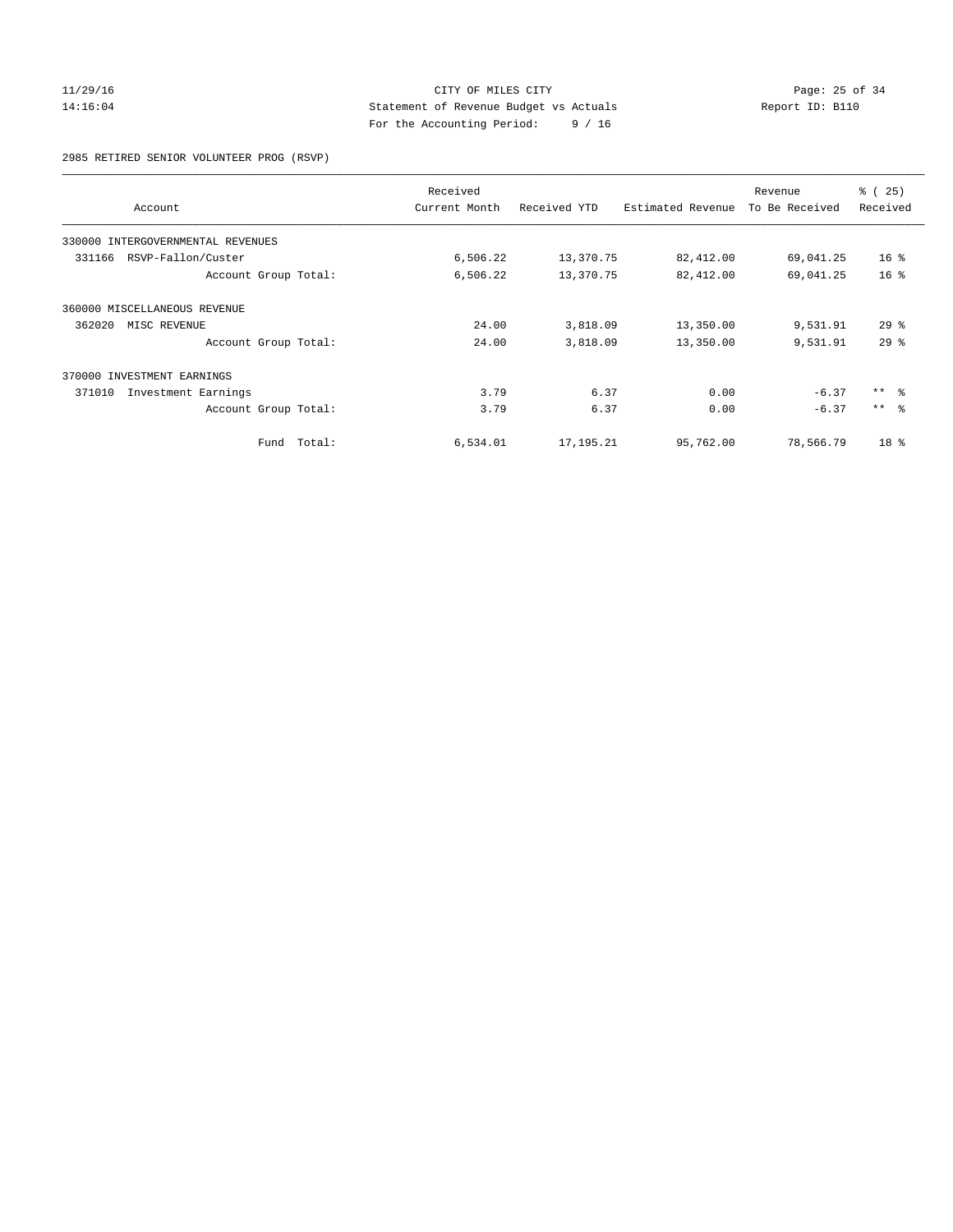CITY OF MILES CITY
Statement of Revenue Budget vs Actuals
For the Accounting Period: 9 / 16

11/29/16
14:16:04

Report ID: B110

2985 RETIRED SENIOR VOLUNTEER PROG (RSVP)

| Account | Received Current Month | Received YTD | Estimated Revenue | Revenue To Be Received | % ( 25) Received |
|---|---|---|---|---|---|
| 330000 INTERGOVERNMENTAL REVENUES | | | | | |
| 331166 RSVP-Fallon/Custer | 6,506.22 | 13,370.75 | 82,412.00 | 69,041.25 | 16 % |
| Account Group Total: | 6,506.22 | 13,370.75 | 82,412.00 | 69,041.25 | 16 % |
| 360000 MISCELLANEOUS REVENUE | | | | | |
| 362020 MISC REVENUE | 24.00 | 3,818.09 | 13,350.00 | 9,531.91 | 29 % |
| Account Group Total: | 24.00 | 3,818.09 | 13,350.00 | 9,531.91 | 29 % |
| 370000 INVESTMENT EARNINGS | | | | | |
| 371010 Investment Earnings | 3.79 | 6.37 | 0.00 | -6.37 | ** % |
| Account Group Total: | 3.79 | 6.37 | 0.00 | -6.37 | ** % |
| Fund Total: | 6,534.01 | 17,195.21 | 95,762.00 | 78,566.79 | 18 % |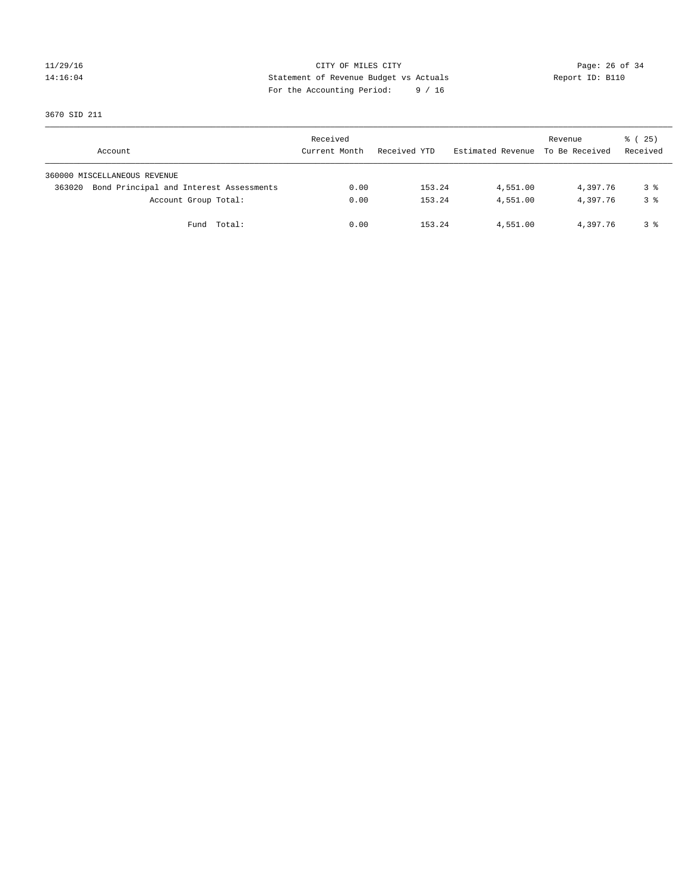11/29/16 CITY OF MILES CITY
14:16:04 Statement of Revenue Budget vs Actuals Report ID: B110
For the Accounting Period: 9 / 16

3670 SID 211

| Account | Received Current Month | Received YTD | Estimated Revenue | Revenue To Be Received | % ( 25) Received |
|---|---|---|---|---|---|
| 360000 MISCELLANEOUS REVENUE | | | | | |
| 363020 Bond Principal and Interest Assessments | 0.00 | 153.24 | 4,551.00 | 4,397.76 | 3 % |
| Account Group Total: | 0.00 | 153.24 | 4,551.00 | 4,397.76 | 3 % |
| Fund Total: | 0.00 | 153.24 | 4,551.00 | 4,397.76 | 3 % |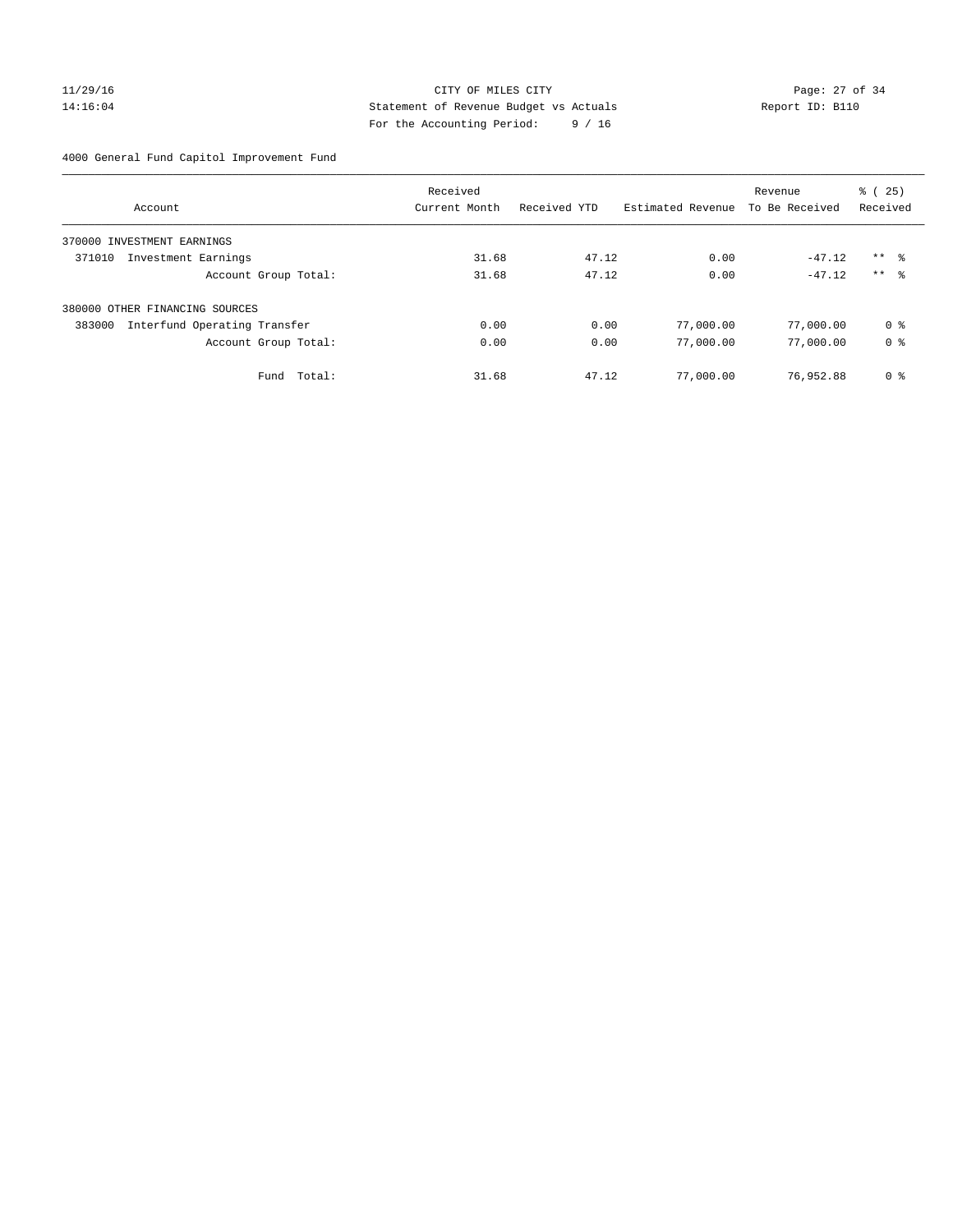CITY OF MILES CITY

Statement of Revenue Budget vs Actuals

For the Accounting Period: 9 / 16

11/29/16 14:16:04 — Report ID: B110

4000 General Fund Capitol Improvement Fund

| Account | Received Current Month | Received YTD | Estimated Revenue | Revenue To Be Received | % ( 25) Received |
|---|---|---|---|---|---|
| 370000 INVESTMENT EARNINGS | | | | | |
| 371010 Investment Earnings | 31.68 | 47.12 | 0.00 | -47.12 | ** % |
| Account Group Total: | 31.68 | 47.12 | 0.00 | -47.12 | ** % |
| 380000 OTHER FINANCING SOURCES | | | | | |
| 383000 Interfund Operating Transfer | 0.00 | 0.00 | 77,000.00 | 77,000.00 | 0 % |
| Account Group Total: | 0.00 | 0.00 | 77,000.00 | 77,000.00 | 0 % |
| Fund Total: | 31.68 | 47.12 | 77,000.00 | 76,952.88 | 0 % |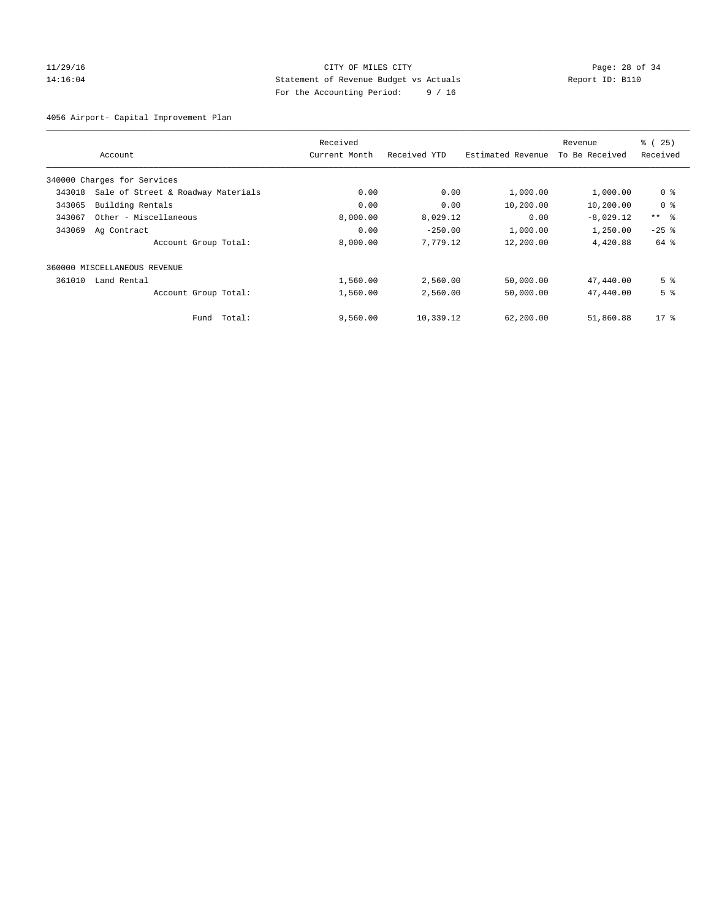CITY OF MILES CITY
Statement of Revenue Budget vs Actuals
For the Accounting Period: 9 / 16

11/29/16
14:16:04

Report ID: B110

4056 Airport- Capital Improvement Plan

| Account | | Received Current Month | Received YTD | Estimated Revenue | Revenue To Be Received | % ( 25) Received |
|---|---|---|---|---|---|---|
| 340000 Charges for Services | | | | | | |
| 343018 | Sale of Street & Roadway Materials | 0.00 | 0.00 | 1,000.00 | 1,000.00 | 0 % |
| 343065 | Building Rentals | 0.00 | 0.00 | 10,200.00 | 10,200.00 | 0 % |
| 343067 | Other - Miscellaneous | 8,000.00 | 8,029.12 | 0.00 | -8,029.12 | ** % |
| 343069 | Ag Contract | 0.00 | -250.00 | 1,000.00 | 1,250.00 | -25 % |
| | Account Group Total: | 8,000.00 | 7,779.12 | 12,200.00 | 4,420.88 | 64 % |
| 360000 MISCELLANEOUS REVENUE | | | | | | |
| 361010 | Land Rental | 1,560.00 | 2,560.00 | 50,000.00 | 47,440.00 | 5 % |
| | Account Group Total: | 1,560.00 | 2,560.00 | 50,000.00 | 47,440.00 | 5 % |
| | Fund Total: | 9,560.00 | 10,339.12 | 62,200.00 | 51,860.88 | 17 % |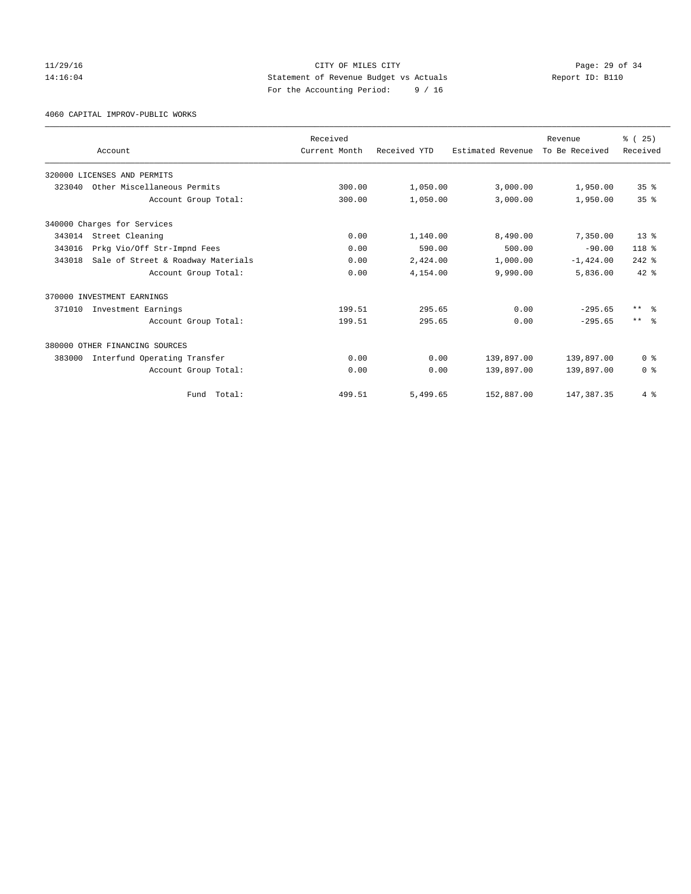CITY OF MILES CITY
Statement of Revenue Budget vs Actuals
For the Accounting Period: 9 / 16

11/29/16
14:16:04

Report ID: B110

4060 CAPITAL IMPROV-PUBLIC WORKS

| Account | Received Current Month | Received YTD | Estimated Revenue | Revenue To Be Received | % ( 25) Received |
|---|---|---|---|---|---|
| 320000 LICENSES AND PERMITS | | | | | |
| 323040 Other Miscellaneous Permits | 300.00 | 1,050.00 | 3,000.00 | 1,950.00 | 35 % |
| Account Group Total: | 300.00 | 1,050.00 | 3,000.00 | 1,950.00 | 35 % |
| 340000 Charges for Services | | | | | |
| 343014 Street Cleaning | 0.00 | 1,140.00 | 8,490.00 | 7,350.00 | 13 % |
| 343016 Prkg Vio/Off Str-Impnd Fees | 0.00 | 590.00 | 500.00 | -90.00 | 118 % |
| 343018 Sale of Street & Roadway Materials | 0.00 | 2,424.00 | 1,000.00 | -1,424.00 | 242 % |
| Account Group Total: | 0.00 | 4,154.00 | 9,990.00 | 5,836.00 | 42 % |
| 370000 INVESTMENT EARNINGS | | | | | |
| 371010 Investment Earnings | 199.51 | 295.65 | 0.00 | -295.65 | ** % |
| Account Group Total: | 199.51 | 295.65 | 0.00 | -295.65 | ** % |
| 380000 OTHER FINANCING SOURCES | | | | | |
| 383000 Interfund Operating Transfer | 0.00 | 0.00 | 139,897.00 | 139,897.00 | 0 % |
| Account Group Total: | 0.00 | 0.00 | 139,897.00 | 139,897.00 | 0 % |
| Fund Total: | 499.51 | 5,499.65 | 152,887.00 | 147,387.35 | 4 % |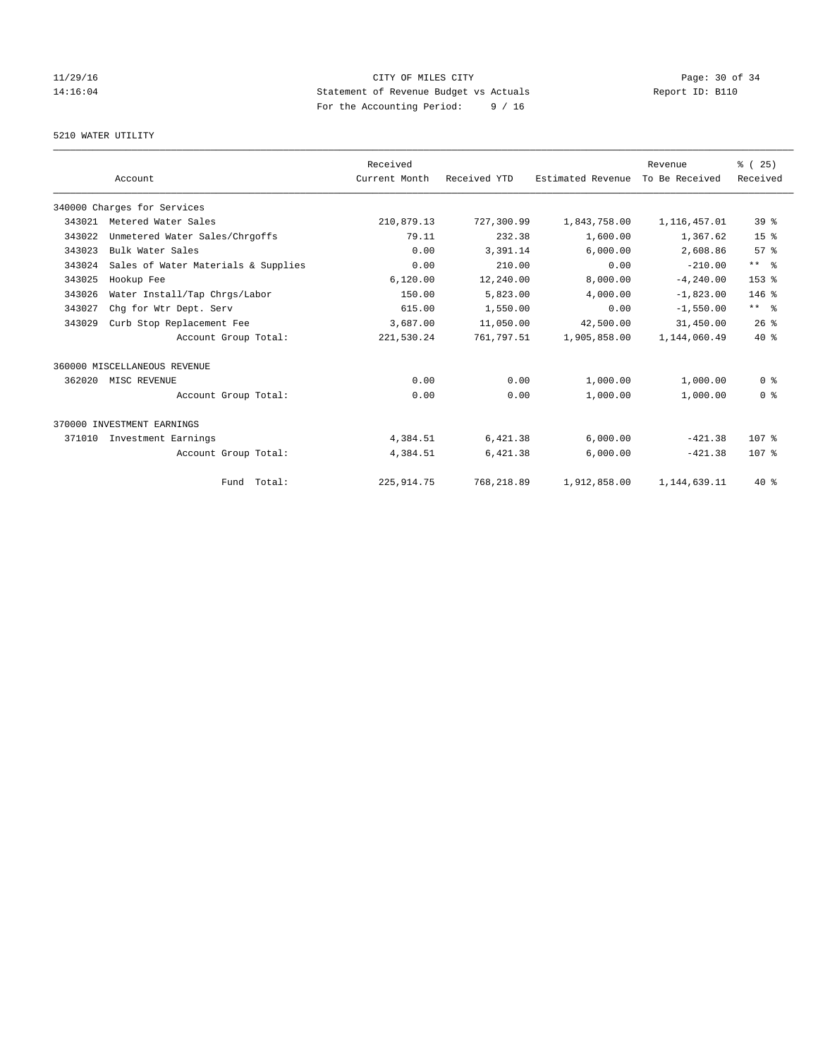CITY OF MILES CITY
Statement of Revenue Budget vs Actuals
For the Accounting Period: 9 / 16

11/29/16
14:16:04

Report ID: B110

5210 WATER UTILITY

| Account | | Received Current Month | Received YTD | Estimated Revenue | Revenue To Be Received | % ( 25) Received |
|---|---|---|---|---|---|---|
| 340000 Charges for Services | | | | | | |
| 343021 | Metered Water Sales | 210,879.13 | 727,300.99 | 1,843,758.00 | 1,116,457.01 | 39 % |
| 343022 | Unmetered Water Sales/Chrgoffs | 79.11 | 232.38 | 1,600.00 | 1,367.62 | 15 % |
| 343023 | Bulk Water Sales | 0.00 | 3,391.14 | 6,000.00 | 2,608.86 | 57 % |
| 343024 | Sales of Water Materials & Supplies | 0.00 | 210.00 | 0.00 | -210.00 | ** % |
| 343025 | Hookup Fee | 6,120.00 | 12,240.00 | 8,000.00 | -4,240.00 | 153 % |
| 343026 | Water Install/Tap Chrgs/Labor | 150.00 | 5,823.00 | 4,000.00 | -1,823.00 | 146 % |
| 343027 | Chg for Wtr Dept. Serv | 615.00 | 1,550.00 | 0.00 | -1,550.00 | ** % |
| 343029 | Curb Stop Replacement Fee | 3,687.00 | 11,050.00 | 42,500.00 | 31,450.00 | 26 % |
| | Account Group Total: | 221,530.24 | 761,797.51 | 1,905,858.00 | 1,144,060.49 | 40 % |
| 360000 MISCELLANEOUS REVENUE | | | | | | |
| 362020 | MISC REVENUE | 0.00 | 0.00 | 1,000.00 | 1,000.00 | 0 % |
| | Account Group Total: | 0.00 | 0.00 | 1,000.00 | 1,000.00 | 0 % |
| 370000 INVESTMENT EARNINGS | | | | | | |
| 371010 | Investment Earnings | 4,384.51 | 6,421.38 | 6,000.00 | -421.38 | 107 % |
| | Account Group Total: | 4,384.51 | 6,421.38 | 6,000.00 | -421.38 | 107 % |
| | Fund Total: | 225,914.75 | 768,218.89 | 1,912,858.00 | 1,144,639.11 | 40 % |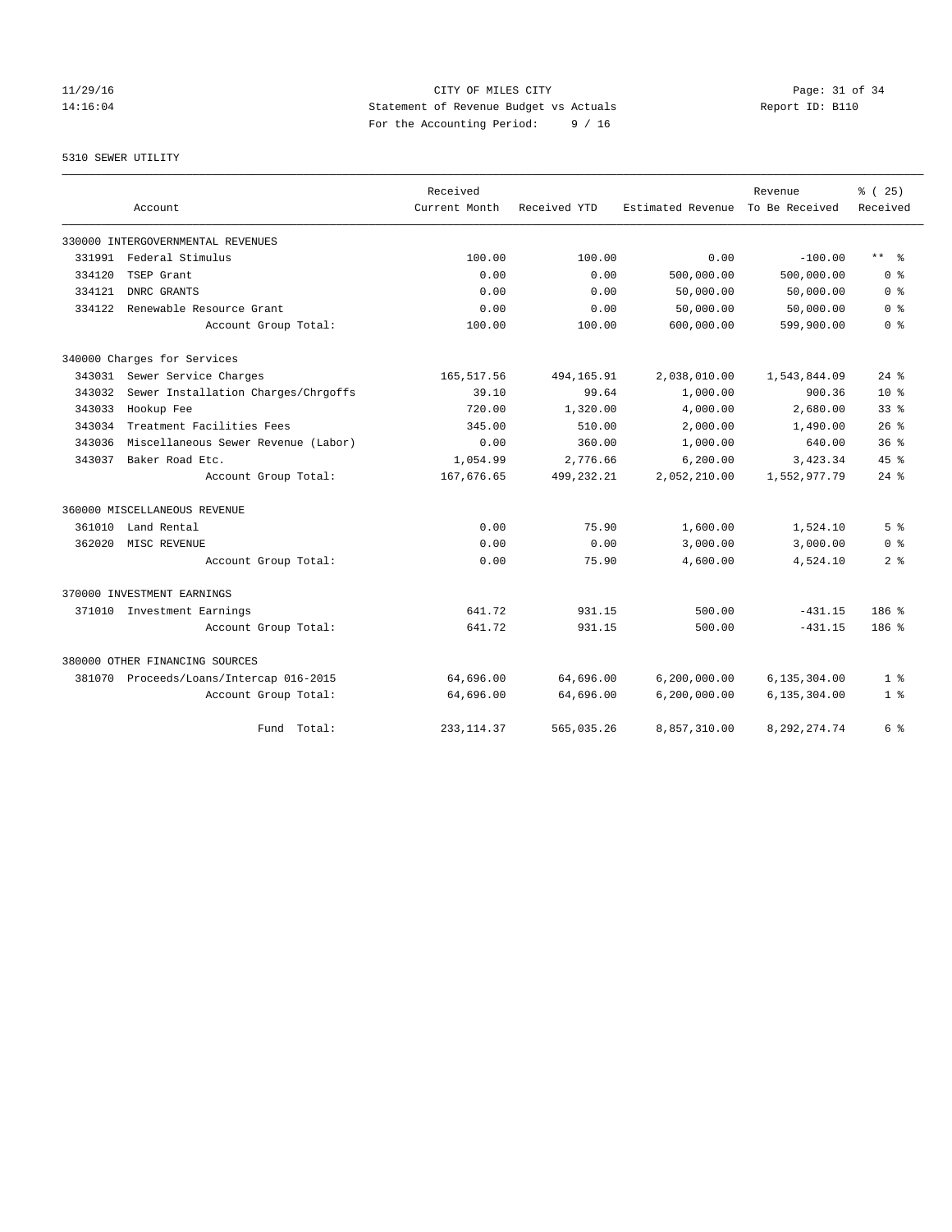CITY OF MILES CITY
Statement of Revenue Budget vs Actuals
For the Accounting Period: 9 / 16

11/29/16
14:16:04

Report ID: B110

5310 SEWER UTILITY

| Account | Received Current Month | Received YTD | Estimated Revenue | Revenue To Be Received | % ( 25) Received |
|---|---|---|---|---|---|
| 330000 INTERGOVERNMENTAL REVENUES | | | | | |
| 331991 Federal Stimulus | 100.00 | 100.00 | 0.00 | -100.00 | ** % |
| 334120 TSEP Grant | 0.00 | 0.00 | 500,000.00 | 500,000.00 | 0 % |
| 334121 DNRC GRANTS | 0.00 | 0.00 | 50,000.00 | 50,000.00 | 0 % |
| 334122 Renewable Resource Grant | 0.00 | 0.00 | 50,000.00 | 50,000.00 | 0 % |
| Account Group Total: | 100.00 | 100.00 | 600,000.00 | 599,900.00 | 0 % |
| 340000 Charges for Services | | | | | |
| 343031 Sewer Service Charges | 165,517.56 | 494,165.91 | 2,038,010.00 | 1,543,844.09 | 24 % |
| 343032 Sewer Installation Charges/Chrgoffs | 39.10 | 99.64 | 1,000.00 | 900.36 | 10 % |
| 343033 Hookup Fee | 720.00 | 1,320.00 | 4,000.00 | 2,680.00 | 33 % |
| 343034 Treatment Facilities Fees | 345.00 | 510.00 | 2,000.00 | 1,490.00 | 26 % |
| 343036 Miscellaneous Sewer Revenue (Labor) | 0.00 | 360.00 | 1,000.00 | 640.00 | 36 % |
| 343037 Baker Road Etc. | 1,054.99 | 2,776.66 | 6,200.00 | 3,423.34 | 45 % |
| Account Group Total: | 167,676.65 | 499,232.21 | 2,052,210.00 | 1,552,977.79 | 24 % |
| 360000 MISCELLANEOUS REVENUE | | | | | |
| 361010 Land Rental | 0.00 | 75.90 | 1,600.00 | 1,524.10 | 5 % |
| 362020 MISC REVENUE | 0.00 | 0.00 | 3,000.00 | 3,000.00 | 0 % |
| Account Group Total: | 0.00 | 75.90 | 4,600.00 | 4,524.10 | 2 % |
| 370000 INVESTMENT EARNINGS | | | | | |
| 371010 Investment Earnings | 641.72 | 931.15 | 500.00 | -431.15 | 186 % |
| Account Group Total: | 641.72 | 931.15 | 500.00 | -431.15 | 186 % |
| 380000 OTHER FINANCING SOURCES | | | | | |
| 381070 Proceeds/Loans/Intercap 016-2015 | 64,696.00 | 64,696.00 | 6,200,000.00 | 6,135,304.00 | 1 % |
| Account Group Total: | 64,696.00 | 64,696.00 | 6,200,000.00 | 6,135,304.00 | 1 % |
| Fund Total: | 233,114.37 | 565,035.26 | 8,857,310.00 | 8,292,274.74 | 6 % |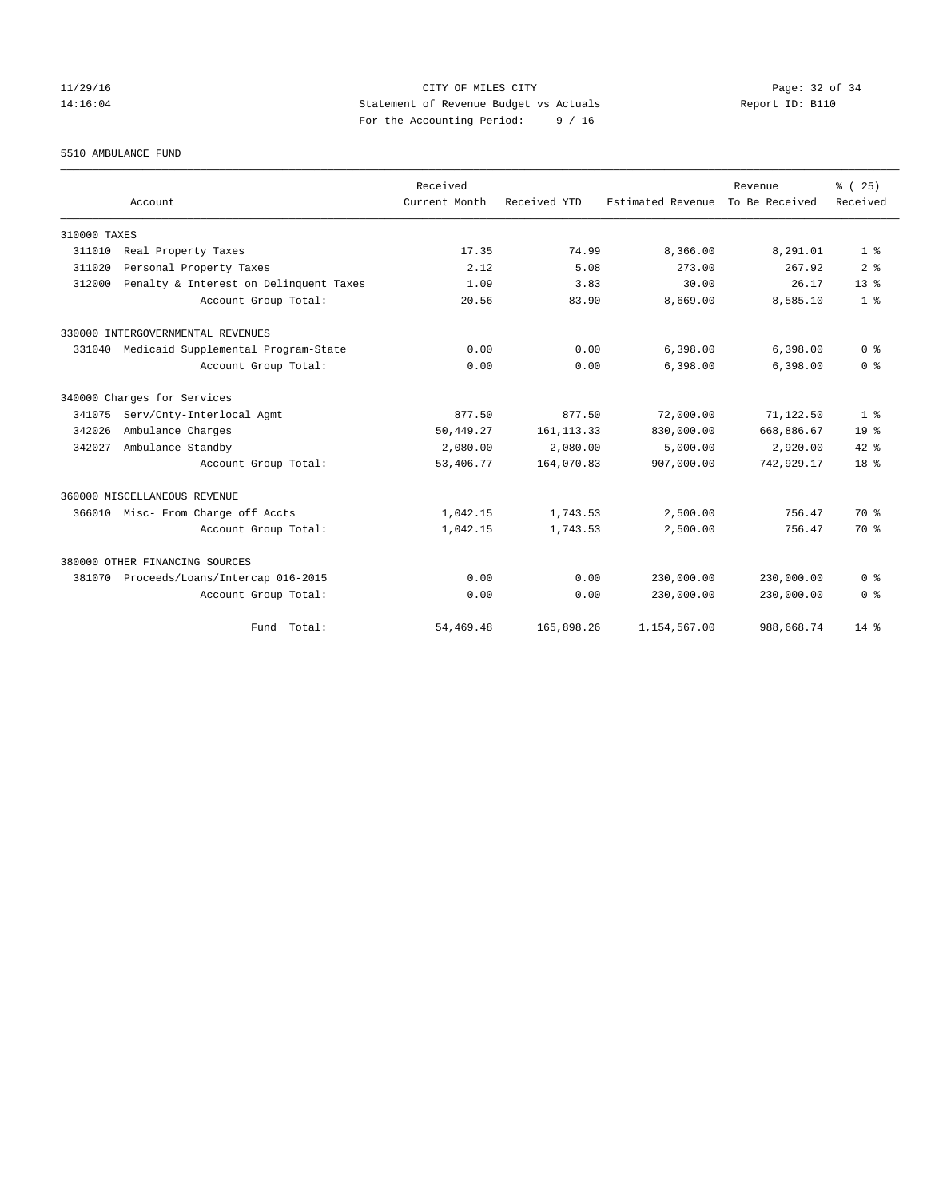CITY OF MILES CITY
Statement of Revenue Budget vs Actuals
For the Accounting Period: 9 / 16

11/29/16
14:16:04

Report ID: B110

5510 AMBULANCE FUND

| Account | Received Current Month | Received YTD | Estimated Revenue | Revenue To Be Received | % ( 25) Received |
|---|---|---|---|---|---|
| 310000 TAXES | | | | | |
| 311010 Real Property Taxes | 17.35 | 74.99 | 8,366.00 | 8,291.01 | 1 % |
| 311020 Personal Property Taxes | 2.12 | 5.08 | 273.00 | 267.92 | 2 % |
| 312000 Penalty & Interest on Delinquent Taxes | 1.09 | 3.83 | 30.00 | 26.17 | 13 % |
| Account Group Total: | 20.56 | 83.90 | 8,669.00 | 8,585.10 | 1 % |
| 330000 INTERGOVERNMENTAL REVENUES | | | | | |
| 331040 Medicaid Supplemental Program-State | 0.00 | 0.00 | 6,398.00 | 6,398.00 | 0 % |
| Account Group Total: | 0.00 | 0.00 | 6,398.00 | 6,398.00 | 0 % |
| 340000 Charges for Services | | | | | |
| 341075 Serv/Cnty-Interlocal Agmt | 877.50 | 877.50 | 72,000.00 | 71,122.50 | 1 % |
| 342026 Ambulance Charges | 50,449.27 | 161,113.33 | 830,000.00 | 668,886.67 | 19 % |
| 342027 Ambulance Standby | 2,080.00 | 2,080.00 | 5,000.00 | 2,920.00 | 42 % |
| Account Group Total: | 53,406.77 | 164,070.83 | 907,000.00 | 742,929.17 | 18 % |
| 360000 MISCELLANEOUS REVENUE | | | | | |
| 366010 Misc- From Charge off Accts | 1,042.15 | 1,743.53 | 2,500.00 | 756.47 | 70 % |
| Account Group Total: | 1,042.15 | 1,743.53 | 2,500.00 | 756.47 | 70 % |
| 380000 OTHER FINANCING SOURCES | | | | | |
| 381070 Proceeds/Loans/Intercap 016-2015 | 0.00 | 0.00 | 230,000.00 | 230,000.00 | 0 % |
| Account Group Total: | 0.00 | 0.00 | 230,000.00 | 230,000.00 | 0 % |
| Fund Total: | 54,469.48 | 165,898.26 | 1,154,567.00 | 988,668.74 | 14 % |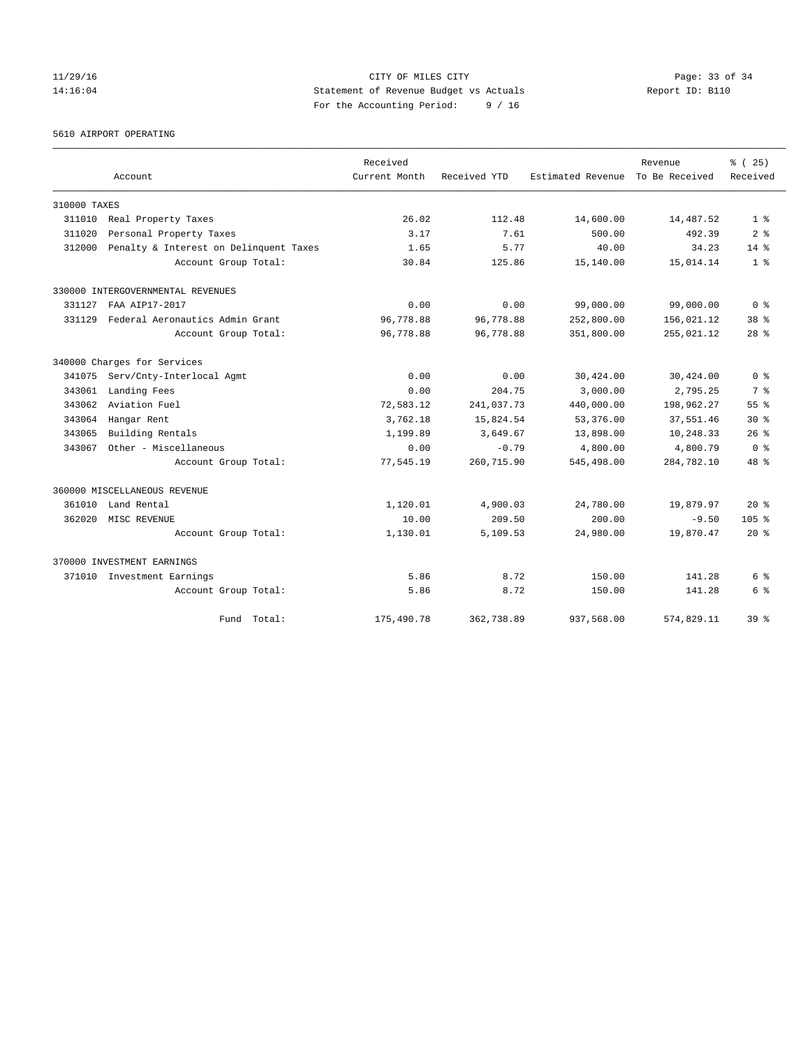CITY OF MILES CITY
Statement of Revenue Budget vs Actuals
For the Accounting Period: 9 / 16

11/29/16
14:16:04

Report ID: B110

5610 AIRPORT OPERATING

| Account | Received Current Month | Received YTD | Estimated Revenue | Revenue To Be Received | % ( 25) Received |
|---|---|---|---|---|---|
| 310000 TAXES | | | | | |
| 311010 Real Property Taxes | 26.02 | 112.48 | 14,600.00 | 14,487.52 | 1 % |
| 311020 Personal Property Taxes | 3.17 | 7.61 | 500.00 | 492.39 | 2 % |
| 312000 Penalty & Interest on Delinquent Taxes | 1.65 | 5.77 | 40.00 | 34.23 | 14 % |
| Account Group Total: | 30.84 | 125.86 | 15,140.00 | 15,014.14 | 1 % |
| 330000 INTERGOVERNMENTAL REVENUES | | | | | |
| 331127 FAA AIP17-2017 | 0.00 | 0.00 | 99,000.00 | 99,000.00 | 0 % |
| 331129 Federal Aeronautics Admin Grant | 96,778.88 | 96,778.88 | 252,800.00 | 156,021.12 | 38 % |
| Account Group Total: | 96,778.88 | 96,778.88 | 351,800.00 | 255,021.12 | 28 % |
| 340000 Charges for Services | | | | | |
| 341075 Serv/Cnty-Interlocal Agmt | 0.00 | 0.00 | 30,424.00 | 30,424.00 | 0 % |
| 343061 Landing Fees | 0.00 | 204.75 | 3,000.00 | 2,795.25 | 7 % |
| 343062 Aviation Fuel | 72,583.12 | 241,037.73 | 440,000.00 | 198,962.27 | 55 % |
| 343064 Hangar Rent | 3,762.18 | 15,824.54 | 53,376.00 | 37,551.46 | 30 % |
| 343065 Building Rentals | 1,199.89 | 3,649.67 | 13,898.00 | 10,248.33 | 26 % |
| 343067 Other - Miscellaneous | 0.00 | -0.79 | 4,800.00 | 4,800.79 | 0 % |
| Account Group Total: | 77,545.19 | 260,715.90 | 545,498.00 | 284,782.10 | 48 % |
| 360000 MISCELLANEOUS REVENUE | | | | | |
| 361010 Land Rental | 1,120.01 | 4,900.03 | 24,780.00 | 19,879.97 | 20 % |
| 362020 MISC REVENUE | 10.00 | 209.50 | 200.00 | -9.50 | 105 % |
| Account Group Total: | 1,130.01 | 5,109.53 | 24,980.00 | 19,870.47 | 20 % |
| 370000 INVESTMENT EARNINGS | | | | | |
| 371010 Investment Earnings | 5.86 | 8.72 | 150.00 | 141.28 | 6 % |
| Account Group Total: | 5.86 | 8.72 | 150.00 | 141.28 | 6 % |
| Fund Total: | 175,490.78 | 362,738.89 | 937,568.00 | 574,829.11 | 39 % |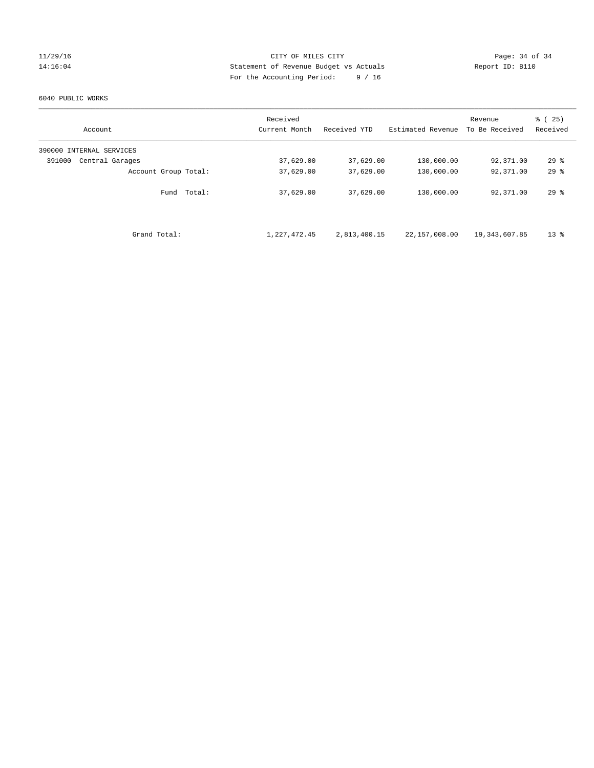CITY OF MILES CITY
Statement of Revenue Budget vs Actuals
For the Accounting Period: 9 / 16

11/29/16
14:16:04

Report ID: B110

6040 PUBLIC WORKS

| Account | Received Current Month | Received YTD | Estimated Revenue | Revenue To Be Received | % ( 25) Received |
|---|---|---|---|---|---|
| 390000 INTERNAL SERVICES | | | | | |
| 391000 Central Garages | 37,629.00 | 37,629.00 | 130,000.00 | 92,371.00 | 29 % |
| Account Group Total: | 37,629.00 | 37,629.00 | 130,000.00 | 92,371.00 | 29 % |
| Fund Total: | 37,629.00 | 37,629.00 | 130,000.00 | 92,371.00 | 29 % |
| Grand Total: | 1,227,472.45 | 2,813,400.15 | 22,157,008.00 | 19,343,607.85 | 13 % |